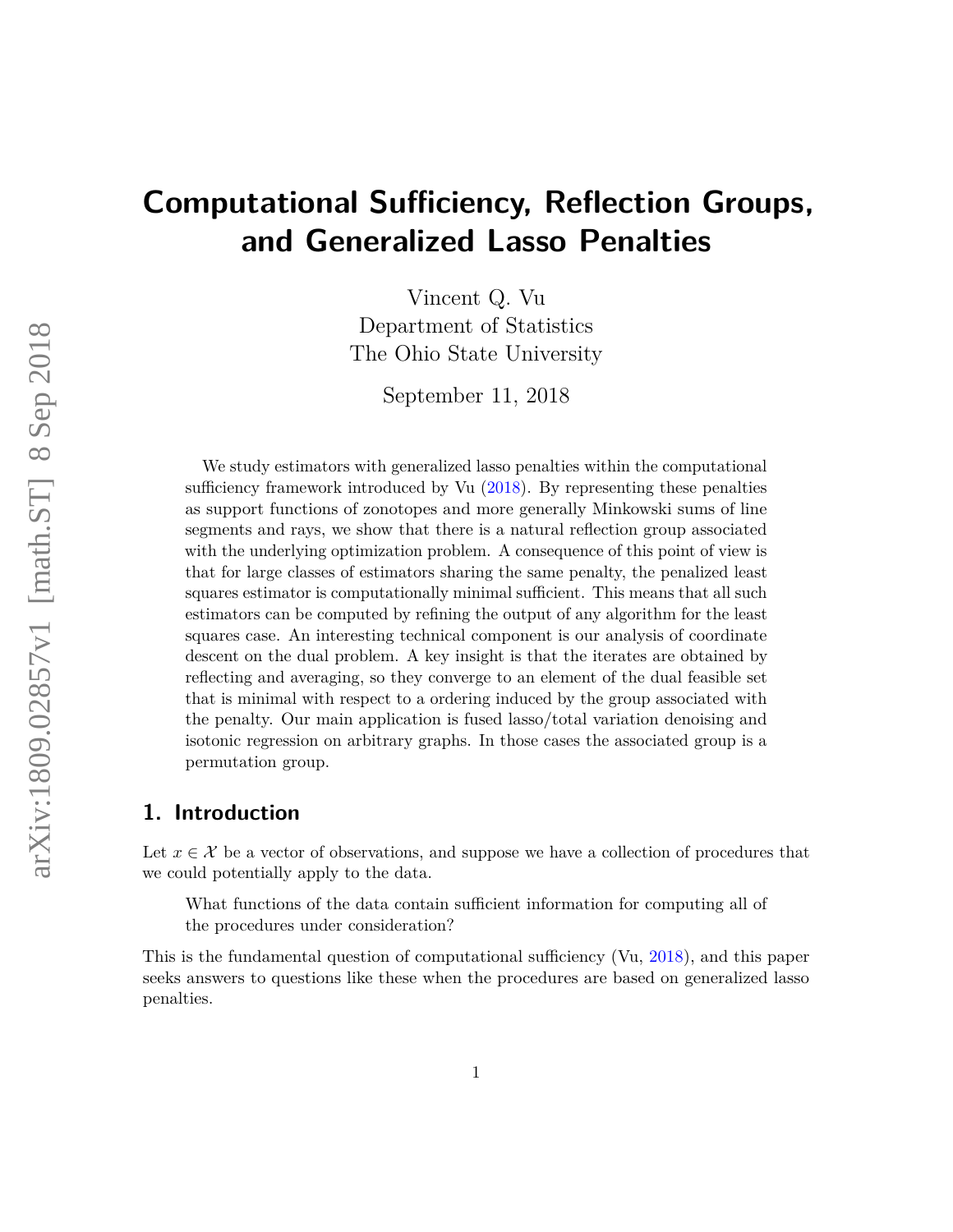# Computational Sufficiency, Reflection Groups, and Generalized Lasso Penalties

Vincent Q. Vu
Department of Statistics
The Ohio State University

September 11, 2018

We study estimators with generalized lasso penalties within the computational sufficiency framework introduced by Vu (2018). By representing these penalties as support functions of zonotopes and more generally Minkowski sums of line segments and rays, we show that there is a natural reflection group associated with the underlying optimization problem. A consequence of this point of view is that for large classes of estimators sharing the same penalty, the penalized least squares estimator is computationally minimal sufficient. This means that all such estimators can be computed by refining the output of any algorithm for the least squares case. An interesting technical component is our analysis of coordinate descent on the dual problem. A key insight is that the iterates are obtained by reflecting and averaging, so they converge to an element of the dual feasible set that is minimal with respect to a ordering induced by the group associated with the penalty. Our main application is fused lasso/total variation denoising and isotonic regression on arbitrary graphs. In those cases the associated group is a permutation group.

## 1. Introduction

Let $x \in \mathcal{X}$ be a vector of observations, and suppose we have a collection of procedures that we could potentially apply to the data.

> What functions of the data contain sufficient information for computing all of the procedures under consideration?

This is the fundamental question of computational sufficiency (Vu, 2018), and this paper seeks answers to questions like these when the procedures are based on generalized lasso penalties.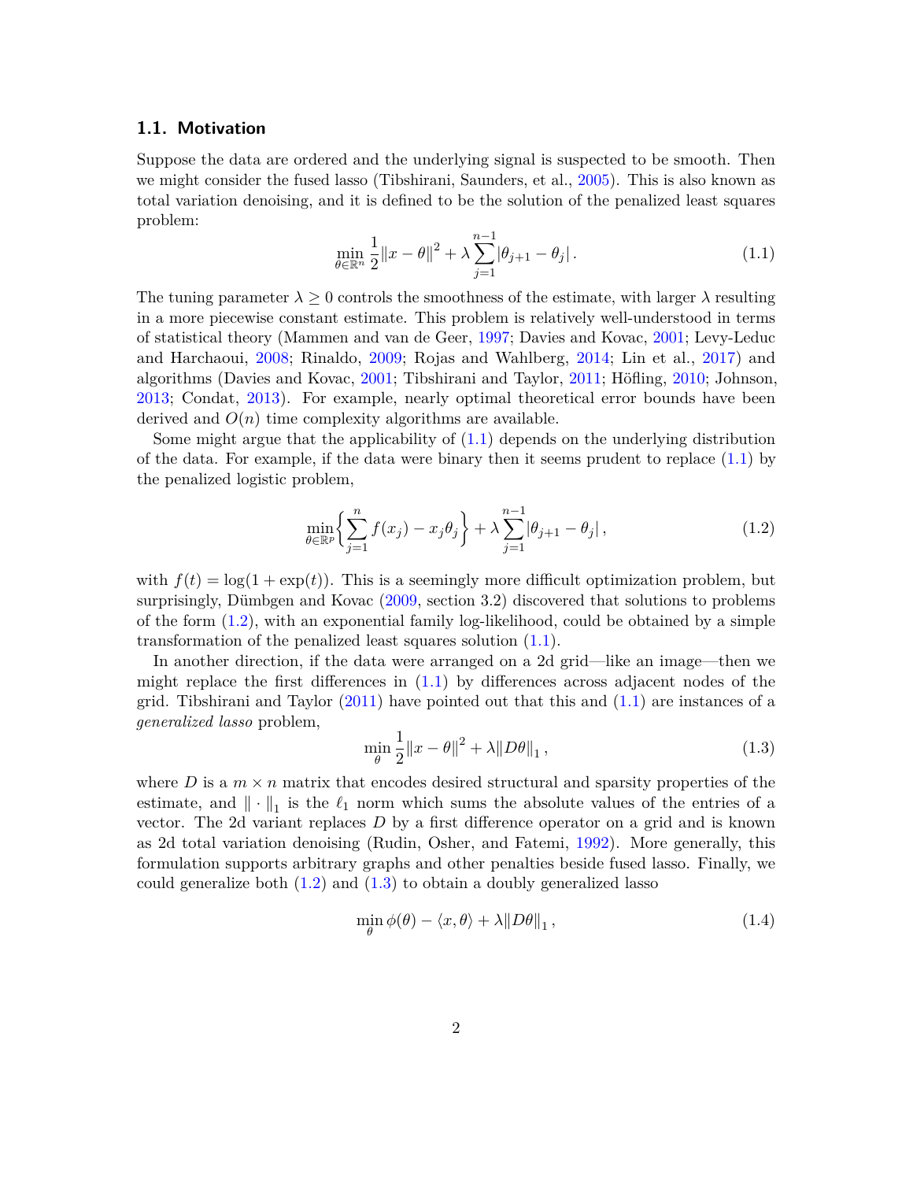### 1.1. Motivation

Suppose the data are ordered and the underlying signal is suspected to be smooth. Then we might consider the fused lasso (Tibshirani, Saunders, et al., 2005). This is also known as total variation denoising, and it is defined to be the solution of the penalized least squares problem:

$$\min_{\theta \in \mathbb{R}^n} \frac{1}{2}\|x - \theta\|^2 + \lambda \sum_{j=1}^{n-1} |\theta_{j+1} - \theta_j| \,. \tag{1.1}$$

The tuning parameter $\lambda \geq 0$ controls the smoothness of the estimate, with larger $\lambda$ resulting in a more piecewise constant estimate. This problem is relatively well-understood in terms of statistical theory (Mammen and van de Geer, 1997; Davies and Kovac, 2001; Levy-Leduc and Harchaoui, 2008; Rinaldo, 2009; Rojas and Wahlberg, 2014; Lin et al., 2017) and algorithms (Davies and Kovac, 2001; Tibshirani and Taylor, 2011; Höfling, 2010; Johnson, 2013; Condat, 2013). For example, nearly optimal theoretical error bounds have been derived and $O(n)$ time complexity algorithms are available.

Some might argue that the applicability of (1.1) depends on the underlying distribution of the data. For example, if the data were binary then it seems prudent to replace (1.1) by the penalized logistic problem,

$$\min_{\theta \in \mathbb{R}^p} \left\{ \sum_{j=1}^{n} f(x_j) - x_j \theta_j \right\} + \lambda \sum_{j=1}^{n-1} |\theta_{j+1} - \theta_j| \,, \tag{1.2}$$

with $f(t) = \log(1 + \exp(t))$. This is a seemingly more difficult optimization problem, but surprisingly, Dümbgen and Kovac (2009, section 3.2) discovered that solutions to problems of the form (1.2), with an exponential family log-likelihood, could be obtained by a simple transformation of the penalized least squares solution (1.1).

In another direction, if the data were arranged on a 2d grid—like an image—then we might replace the first differences in (1.1) by differences across adjacent nodes of the grid. Tibshirani and Taylor (2011) have pointed out that this and (1.1) are instances of a *generalized lasso* problem,

$$\min_{\theta} \frac{1}{2}\|x - \theta\|^2 + \lambda \|D\theta\|_1 \,, \tag{1.3}$$

where $D$ is a $m \times n$ matrix that encodes desired structural and sparsity properties of the estimate, and $\|\cdot\|_1$ is the $\ell_1$ norm which sums the absolute values of the entries of a vector. The 2d variant replaces $D$ by a first difference operator on a grid and is known as 2d total variation denoising (Rudin, Osher, and Fatemi, 1992). More generally, this formulation supports arbitrary graphs and other penalties beside fused lasso. Finally, we could generalize both (1.2) and (1.3) to obtain a doubly generalized lasso

$$\min_{\theta} \phi(\theta) - \langle x, \theta \rangle + \lambda \|D\theta\|_1 \,, \tag{1.4}$$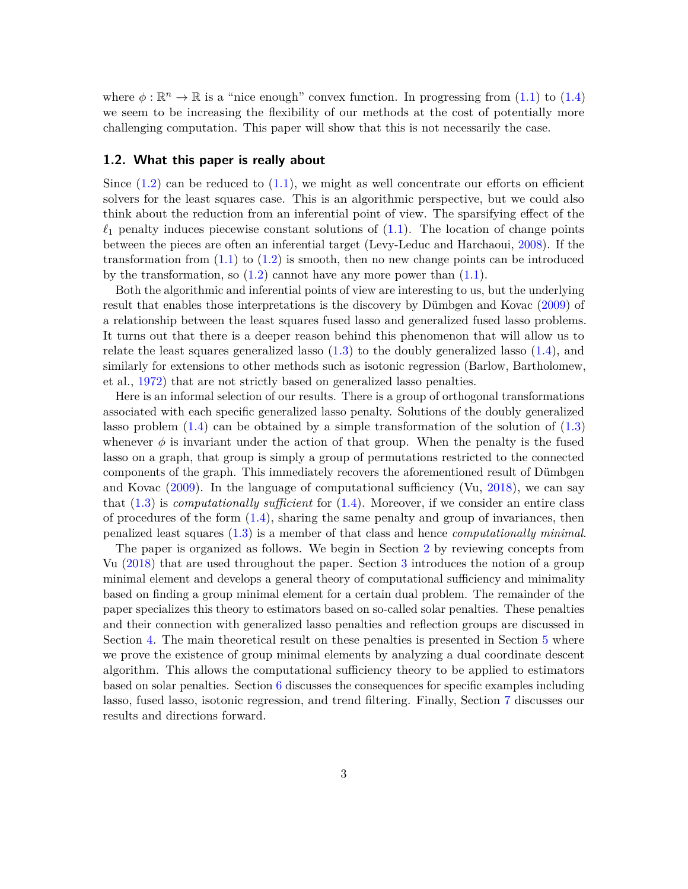where $\phi : \mathbb{R}^n \to \mathbb{R}$ is a "nice enough" convex function. In progressing from (1.1) to (1.4) we seem to be increasing the flexibility of our methods at the cost of potentially more challenging computation. This paper will show that this is not necessarily the case.

### 1.2. What this paper is really about

Since (1.2) can be reduced to (1.1), we might as well concentrate our efforts on efficient solvers for the least squares case. This is an algorithmic perspective, but we could also think about the reduction from an inferential point of view. The sparsifying effect of the $\ell_1$ penalty induces piecewise constant solutions of (1.1). The location of change points between the pieces are often an inferential target (Levy-Leduc and Harchaoui, 2008). If the transformation from (1.1) to (1.2) is smooth, then no new change points can be introduced by the transformation, so (1.2) cannot have any more power than (1.1).

Both the algorithmic and inferential points of view are interesting to us, but the underlying result that enables those interpretations is the discovery by Dümbgen and Kovac (2009) of a relationship between the least squares fused lasso and generalized fused lasso problems. It turns out that there is a deeper reason behind this phenomenon that will allow us to relate the least squares generalized lasso (1.3) to the doubly generalized lasso (1.4), and similarly for extensions to other methods such as isotonic regression (Barlow, Bartholomew, et al., 1972) that are not strictly based on generalized lasso penalties.

Here is an informal selection of our results. There is a group of orthogonal transformations associated with each specific generalized lasso penalty. Solutions of the doubly generalized lasso problem (1.4) can be obtained by a simple transformation of the solution of (1.3) whenever $\phi$ is invariant under the action of that group. When the penalty is the fused lasso on a graph, that group is simply a group of permutations restricted to the connected components of the graph. This immediately recovers the aforementioned result of Dümbgen and Kovac (2009). In the language of computational sufficiency (Vu, 2018), we can say that (1.3) is *computationally sufficient* for (1.4). Moreover, if we consider an entire class of procedures of the form (1.4), sharing the same penalty and group of invariances, then penalized least squares (1.3) is a member of that class and hence *computationally minimal*.

The paper is organized as follows. We begin in Section 2 by reviewing concepts from Vu (2018) that are used throughout the paper. Section 3 introduces the notion of a group minimal element and develops a general theory of computational sufficiency and minimality based on finding a group minimal element for a certain dual problem. The remainder of the paper specializes this theory to estimators based on so-called solar penalties. These penalties and their connection with generalized lasso penalties and reflection groups are discussed in Section 4. The main theoretical result on these penalties is presented in Section 5 where we prove the existence of group minimal elements by analyzing a dual coordinate descent algorithm. This allows the computational sufficiency theory to be applied to estimators based on solar penalties. Section 6 discusses the consequences for specific examples including lasso, fused lasso, isotonic regression, and trend filtering. Finally, Section 7 discusses our results and directions forward.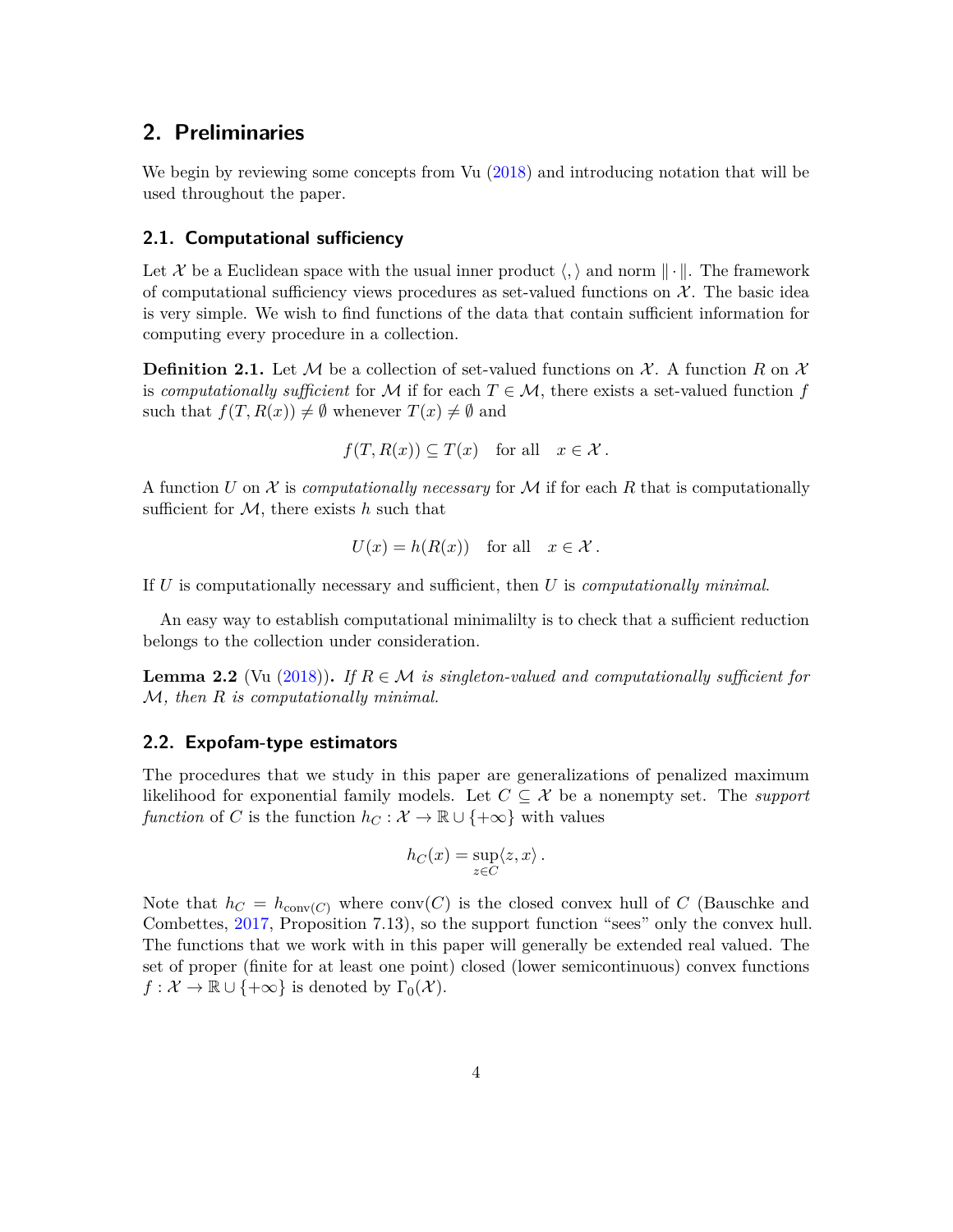## 2. Preliminaries

We begin by reviewing some concepts from Vu (2018) and introducing notation that will be used throughout the paper.

### 2.1. Computational sufficiency

Let $\mathcal{X}$ be a Euclidean space with the usual inner product $\langle , \rangle$ and norm $\|\cdot\|$. The framework of computational sufficiency views procedures as set-valued functions on $\mathcal{X}$. The basic idea is very simple. We wish to find functions of the data that contain sufficient information for computing every procedure in a collection.

**Definition 2.1.** Let $\mathcal{M}$ be a collection of set-valued functions on $\mathcal{X}$. A function $R$ on $\mathcal{X}$ is *computationally sufficient* for $\mathcal{M}$ if for each $T \in \mathcal{M}$, there exists a set-valued function $f$ such that $f(T, R(x)) \neq \emptyset$ whenever $T(x) \neq \emptyset$ and

$$f(T, R(x)) \subseteq T(x) \quad \text{for all} \quad x \in \mathcal{X}\,.$$

A function $U$ on $\mathcal{X}$ is *computationally necessary* for $\mathcal{M}$ if for each $R$ that is computationally sufficient for $\mathcal{M}$, there exists $h$ such that

$$U(x) = h(R(x)) \quad \text{for all} \quad x \in \mathcal{X}\,.$$

If $U$ is computationally necessary and sufficient, then $U$ is *computationally minimal*.

An easy way to establish computational minimalilty is to check that a sufficient reduction belongs to the collection under consideration.

**Lemma 2.2** (Vu (2018))**.** *If $R \in \mathcal{M}$ is singleton-valued and computationally sufficient for $\mathcal{M}$, then $R$ is computationally minimal.*

### 2.2. Expofam-type estimators

The procedures that we study in this paper are generalizations of penalized maximum likelihood for exponential family models. Let $C \subseteq \mathcal{X}$ be a nonempty set. The *support function* of $C$ is the function $h_C : \mathcal{X} \to \mathbb{R} \cup \{+\infty\}$ with values

$$h_C(x) = \sup_{z \in C} \langle z, x \rangle\,.$$

Note that $h_C = h_{\text{conv}(C)}$ where $\text{conv}(C)$ is the closed convex hull of $C$ (Bauschke and Combettes, 2017, Proposition 7.13), so the support function "sees" only the convex hull. The functions that we work with in this paper will generally be extended real valued. The set of proper (finite for at least one point) closed (lower semicontinuous) convex functions $f : \mathcal{X} \to \mathbb{R} \cup \{+\infty\}$ is denoted by $\Gamma_0(\mathcal{X})$.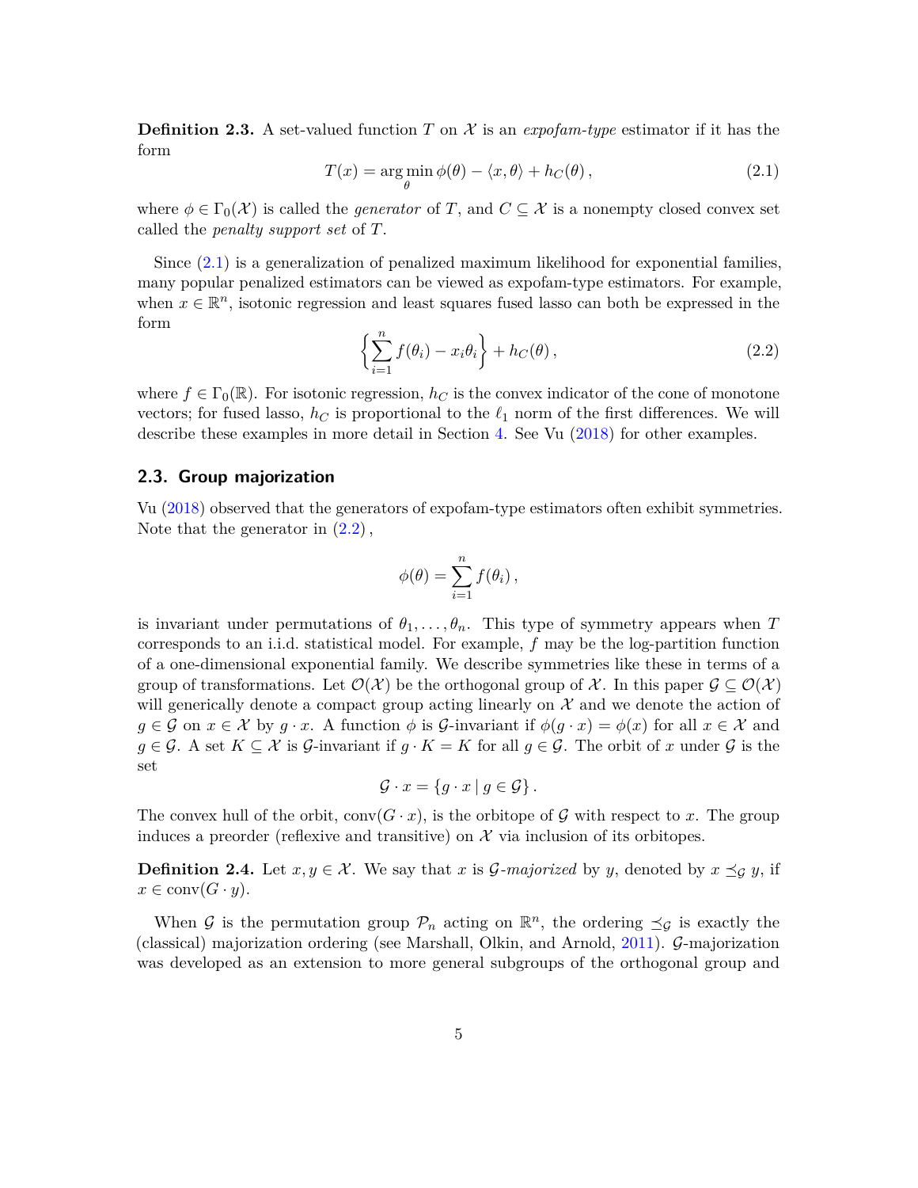**Definition 2.3.** A set-valued function $T$ on $\mathcal{X}$ is an *expofam-type* estimator if it has the form

$$T(x) = \arg\min_{\theta} \phi(\theta) - \langle x, \theta \rangle + h_C(\theta)\,, \tag{2.1}$$

where $\phi \in \Gamma_0(\mathcal{X})$ is called the *generator* of $T$, and $C \subseteq \mathcal{X}$ is a nonempty closed convex set called the *penalty support set* of $T$.

Since (2.1) is a generalization of penalized maximum likelihood for exponential families, many popular penalized estimators can be viewed as expofam-type estimators. For example, when $x \in \mathbb{R}^n$, isotonic regression and least squares fused lasso can both be expressed in the form

$$\left\{ \sum_{i=1}^{n} f(\theta_i) - x_i \theta_i \right\} + h_C(\theta)\,, \tag{2.2}$$

where $f \in \Gamma_0(\mathbb{R})$. For isotonic regression, $h_C$ is the convex indicator of the cone of monotone vectors; for fused lasso, $h_C$ is proportional to the $\ell_1$ norm of the first differences. We will describe these examples in more detail in Section 4. See Vu (2018) for other examples.

## 2.3. Group majorization

Vu (2018) observed that the generators of expofam-type estimators often exhibit symmetries. Note that the generator in (2.2),

$$\phi(\theta) = \sum_{i=1}^{n} f(\theta_i)\,,$$

is invariant under permutations of $\theta_1, \ldots, \theta_n$. This type of symmetry appears when $T$ corresponds to an i.i.d. statistical model. For example, $f$ may be the log-partition function of a one-dimensional exponential family. We describe symmetries like these in terms of a group of transformations. Let $\mathcal{O}(\mathcal{X})$ be the orthogonal group of $\mathcal{X}$. In this paper $\mathcal{G} \subseteq \mathcal{O}(\mathcal{X})$ will generically denote a compact group acting linearly on $\mathcal{X}$ and we denote the action of $g \in \mathcal{G}$ on $x \in \mathcal{X}$ by $g \cdot x$. A function $\phi$ is $\mathcal{G}$-invariant if $\phi(g \cdot x) = \phi(x)$ for all $x \in \mathcal{X}$ and $g \in \mathcal{G}$. A set $K \subseteq \mathcal{X}$ is $\mathcal{G}$-invariant if $g \cdot K = K$ for all $g \in \mathcal{G}$. The orbit of $x$ under $\mathcal{G}$ is the set

$$\mathcal{G} \cdot x = \{ g \cdot x \mid g \in \mathcal{G} \}\,.$$

The convex hull of the orbit, $\operatorname{conv}(G \cdot x)$, is the orbitope of $\mathcal{G}$ with respect to $x$. The group induces a preorder (reflexive and transitive) on $\mathcal{X}$ via inclusion of its orbitopes.

**Definition 2.4.** Let $x, y \in \mathcal{X}$. We say that $x$ is $\mathcal{G}$-*majorized* by $y$, denoted by $x \preceq_{\mathcal{G}} y$, if $x \in \operatorname{conv}(G \cdot y)$.

When $\mathcal{G}$ is the permutation group $\mathcal{P}_n$ acting on $\mathbb{R}^n$, the ordering $\preceq_{\mathcal{G}}$ is exactly the (classical) majorization ordering (see Marshall, Olkin, and Arnold, 2011). $\mathcal{G}$-majorization was developed as an extension to more general subgroups of the orthogonal group and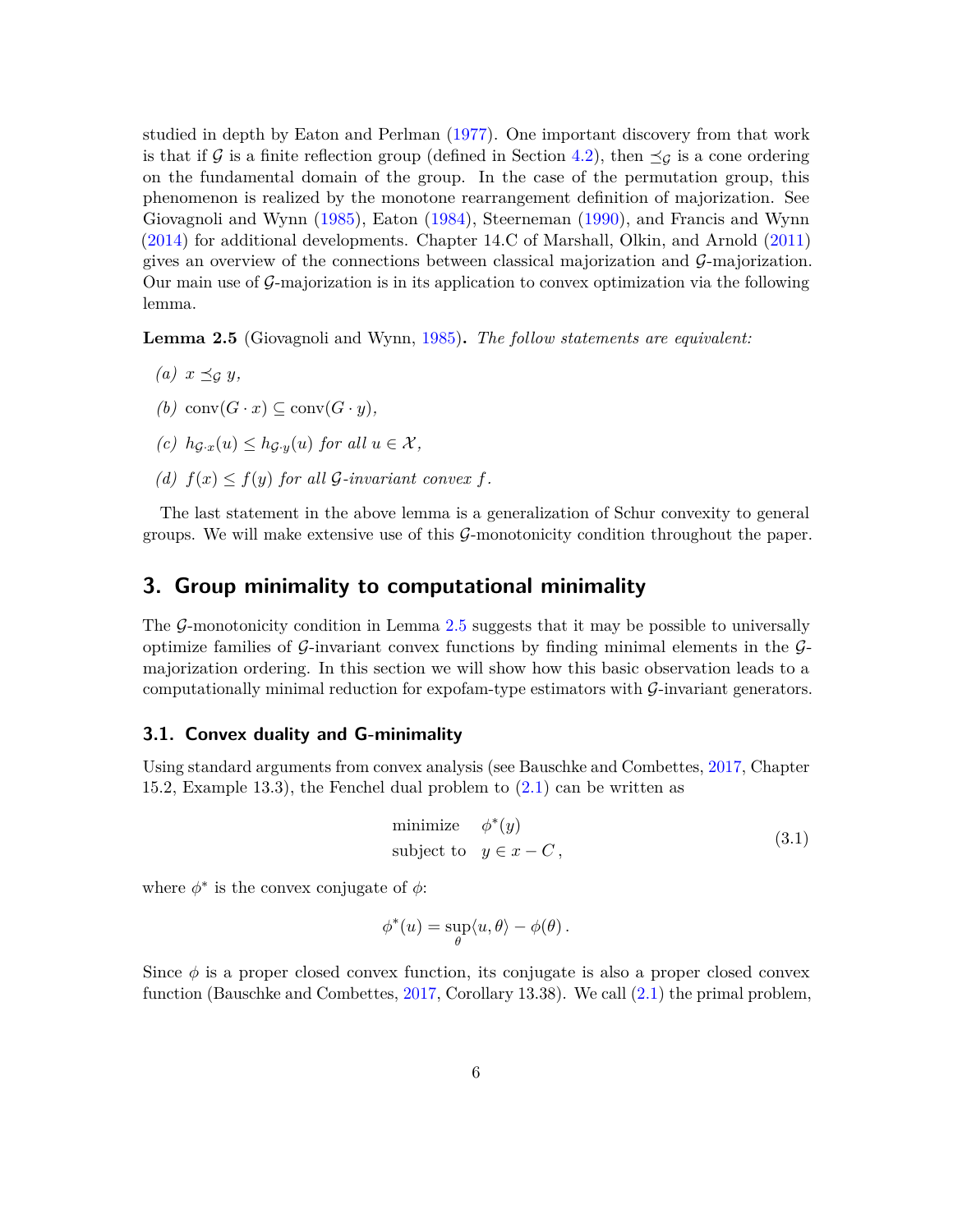studied in depth by Eaton and Perlman (1977). One important discovery from that work is that if $\mathcal{G}$ is a finite reflection group (defined in Section 4.2), then $\preceq_{\mathcal{G}}$ is a cone ordering on the fundamental domain of the group. In the case of the permutation group, this phenomenon is realized by the monotone rearrangement definition of majorization. See Giovagnoli and Wynn (1985), Eaton (1984), Steerneman (1990), and Francis and Wynn (2014) for additional developments. Chapter 14.C of Marshall, Olkin, and Arnold (2011) gives an overview of the connections between classical majorization and $\mathcal{G}$-majorization. Our main use of $\mathcal{G}$-majorization is in its application to convex optimization via the following lemma.

**Lemma 2.5** (Giovagnoli and Wynn, 1985)**.** *The follow statements are equivalent:*

*(a)* $x \preceq_{\mathcal{G}} y$,

*(b)* $\operatorname{conv}(G \cdot x) \subseteq \operatorname{conv}(G \cdot y)$,

*(c)* $h_{\mathcal{G}\cdot x}(u) \leq h_{\mathcal{G}\cdot y}(u)$ *for all* $u \in \mathcal{X}$,

*(d)* $f(x) \leq f(y)$ *for all* $\mathcal{G}$*-invariant convex* $f$.

The last statement in the above lemma is a generalization of Schur convexity to general groups. We will make extensive use of this $\mathcal{G}$-monotonicity condition throughout the paper.

## 3. Group minimality to computational minimality

The $\mathcal{G}$-monotonicity condition in Lemma 2.5 suggests that it may be possible to universally optimize families of $\mathcal{G}$-invariant convex functions by finding minimal elements in the $\mathcal{G}$-majorization ordering. In this section we will show how this basic observation leads to a computationally minimal reduction for expofam-type estimators with $\mathcal{G}$-invariant generators.

### 3.1. Convex duality and G-minimality

Using standard arguments from convex analysis (see Bauschke and Combettes, 2017, Chapter 15.2, Example 13.3), the Fenchel dual problem to (2.1) can be written as

$$
\begin{array}{ll}
\text{minimize} & \phi^*(y) \\
\text{subject to} & y \in x - C\,,
\end{array}
\tag{3.1}
$$

where $\phi^*$ is the convex conjugate of $\phi$:

$$
\phi^*(u) = \sup_{\theta} \langle u, \theta \rangle - \phi(\theta)\,.
$$

Since $\phi$ is a proper closed convex function, its conjugate is also a proper closed convex function (Bauschke and Combettes, 2017, Corollary 13.38). We call (2.1) the primal problem,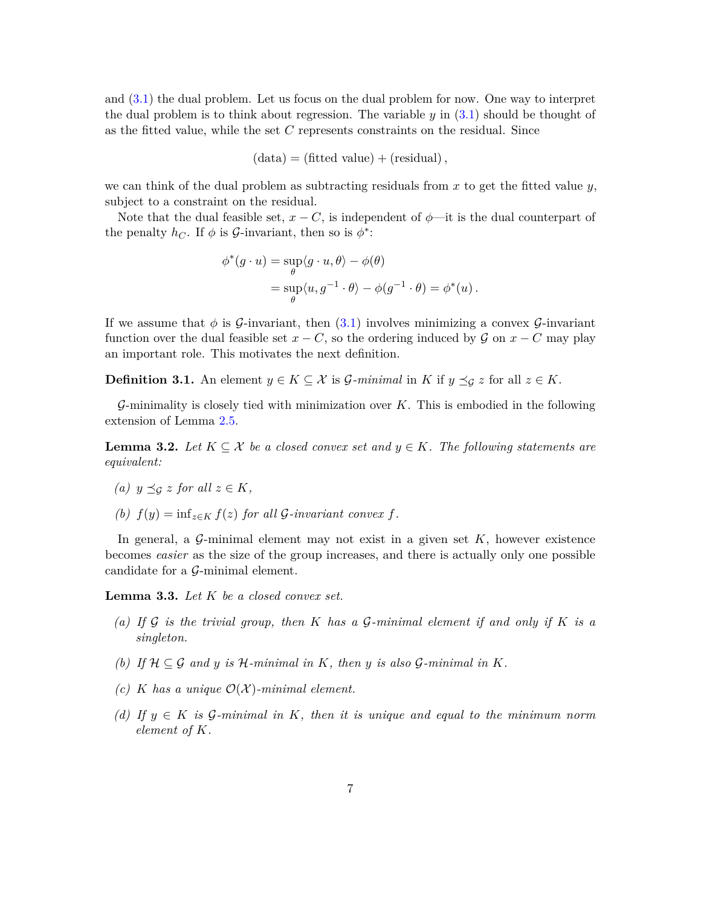and (3.1) the dual problem. Let us focus on the dual problem for now. One way to interpret the dual problem is to think about regression. The variable $y$ in (3.1) should be thought of as the fitted value, while the set $C$ represents constraints on the residual. Since

$$(\text{data}) = (\text{fitted value}) + (\text{residual}),$$

we can think of the dual problem as subtracting residuals from $x$ to get the fitted value $y$, subject to a constraint on the residual.

Note that the dual feasible set, $x - C$, is independent of $\phi$—it is the dual counterpart of the penalty $h_C$. If $\phi$ is $\mathcal{G}$-invariant, then so is $\phi^*$:

$$\begin{aligned}
\phi^*(g \cdot u) &= \sup_\theta \langle g \cdot u, \theta \rangle - \phi(\theta) \\
&= \sup_\theta \langle u, g^{-1} \cdot \theta \rangle - \phi(g^{-1} \cdot \theta) = \phi^*(u)\,.
\end{aligned}$$

If we assume that $\phi$ is $\mathcal{G}$-invariant, then (3.1) involves minimizing a convex $\mathcal{G}$-invariant function over the dual feasible set $x - C$, so the ordering induced by $\mathcal{G}$ on $x - C$ may play an important role. This motivates the next definition.

**Definition 3.1.** An element $y \in K \subseteq \mathcal{X}$ is $\mathcal{G}$-*minimal* in $K$ if $y \preceq_{\mathcal{G}} z$ for all $z \in K$.

$\mathcal{G}$-minimality is closely tied with minimization over $K$. This is embodied in the following extension of Lemma 2.5.

**Lemma 3.2.** *Let $K \subseteq \mathcal{X}$ be a closed convex set and $y \in K$. The following statements are equivalent:*

*(a) $y \preceq_{\mathcal{G}} z$ for all $z \in K$,*

*(b) $f(y) = \inf_{z \in K} f(z)$ for all $\mathcal{G}$-invariant convex $f$.*

In general, a $\mathcal{G}$-minimal element may not exist in a given set $K$, however existence becomes *easier* as the size of the group increases, and there is actually only one possible candidate for a $\mathcal{G}$-minimal element.

**Lemma 3.3.** *Let $K$ be a closed convex set.*

*(a) If $\mathcal{G}$ is the trivial group, then $K$ has a $\mathcal{G}$-minimal element if and only if $K$ is a singleton.*

*(b) If $\mathcal{H} \subseteq \mathcal{G}$ and $y$ is $\mathcal{H}$-minimal in $K$, then $y$ is also $\mathcal{G}$-minimal in $K$.*

*(c) $K$ has a unique $\mathcal{O}(\mathcal{X})$-minimal element.*

*(d) If $y \in K$ is $\mathcal{G}$-minimal in $K$, then it is unique and equal to the minimum norm element of $K$.*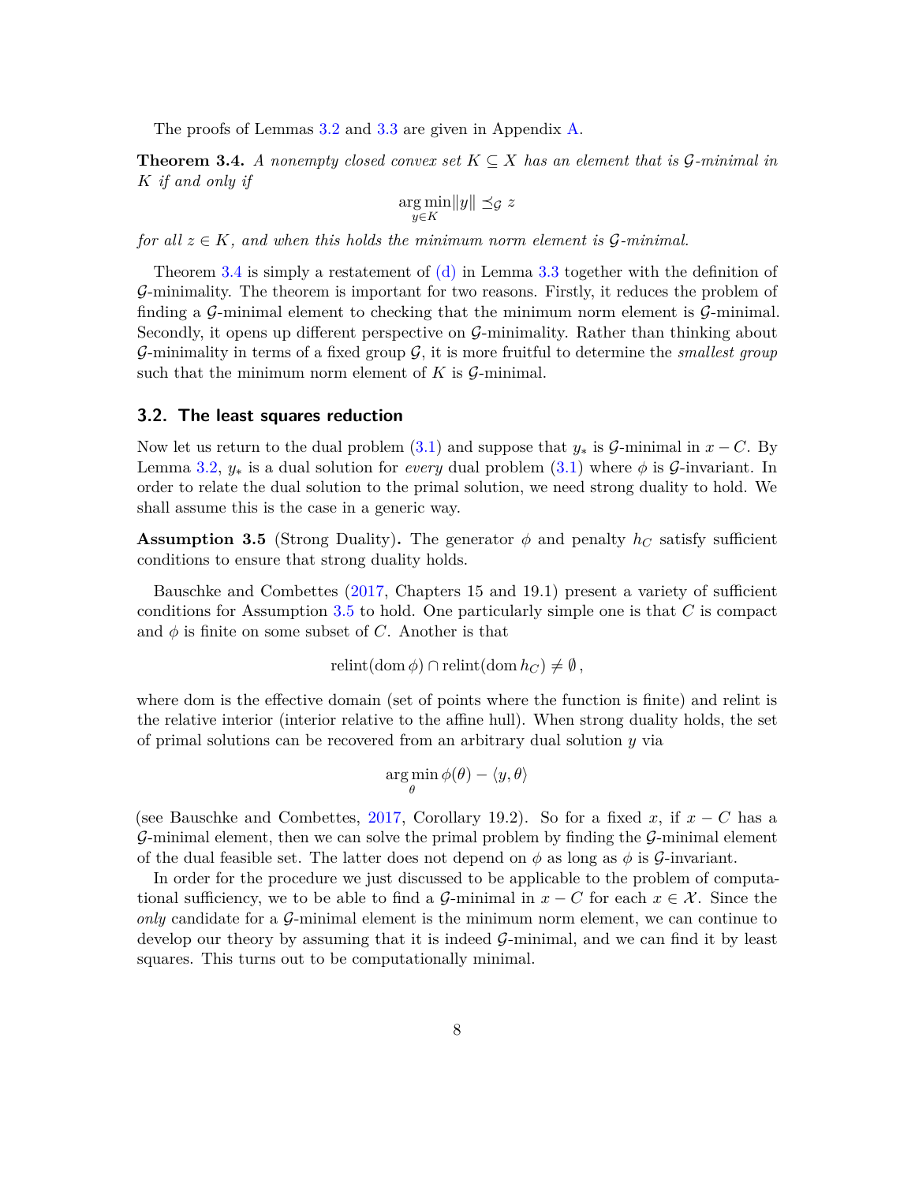The proofs of Lemmas 3.2 and 3.3 are given in Appendix A.

**Theorem 3.4.** *A nonempty closed convex set $K \subseteq X$ has an element that is $\mathcal{G}$-minimal in $K$ if and only if*

$$\arg\min_{y \in K} \|y\| \preceq_{\mathcal{G}} z$$

*for all $z \in K$, and when this holds the minimum norm element is $\mathcal{G}$-minimal.*

Theorem 3.4 is simply a restatement of (d) in Lemma 3.3 together with the definition of $\mathcal{G}$-minimality. The theorem is important for two reasons. Firstly, it reduces the problem of finding a $\mathcal{G}$-minimal element to checking that the minimum norm element is $\mathcal{G}$-minimal. Secondly, it opens up different perspective on $\mathcal{G}$-minimality. Rather than thinking about $\mathcal{G}$-minimality in terms of a fixed group $\mathcal{G}$, it is more fruitful to determine the *smallest group* such that the minimum norm element of $K$ is $\mathcal{G}$-minimal.

## 3.2. The least squares reduction

Now let us return to the dual problem (3.1) and suppose that $y_*$ is $\mathcal{G}$-minimal in $x - C$. By Lemma 3.2, $y_*$ is a dual solution for *every* dual problem (3.1) where $\phi$ is $\mathcal{G}$-invariant. In order to relate the dual solution to the primal solution, we need strong duality to hold. We shall assume this is the case in a generic way.

**Assumption 3.5** (Strong Duality)**.** The generator $\phi$ and penalty $h_C$ satisfy sufficient conditions to ensure that strong duality holds.

Bauschke and Combettes (2017, Chapters 15 and 19.1) present a variety of sufficient conditions for Assumption 3.5 to hold. One particularly simple one is that $C$ is compact and $\phi$ is finite on some subset of $C$. Another is that

$$\operatorname{relint}(\operatorname{dom}\phi) \cap \operatorname{relint}(\operatorname{dom} h_C) \neq \emptyset\,,$$

where dom is the effective domain (set of points where the function is finite) and relint is the relative interior (interior relative to the affine hull). When strong duality holds, the set of primal solutions can be recovered from an arbitrary dual solution $y$ via

$$\arg\min_{\theta} \phi(\theta) - \langle y, \theta\rangle$$

(see Bauschke and Combettes, 2017, Corollary 19.2). So for a fixed $x$, if $x - C$ has a $\mathcal{G}$-minimal element, then we can solve the primal problem by finding the $\mathcal{G}$-minimal element of the dual feasible set. The latter does not depend on $\phi$ as long as $\phi$ is $\mathcal{G}$-invariant.

In order for the procedure we just discussed to be applicable to the problem of computational sufficiency, we to be able to find a $\mathcal{G}$-minimal in $x - C$ for each $x \in \mathcal{X}$. Since the *only* candidate for a $\mathcal{G}$-minimal element is the minimum norm element, we can continue to develop our theory by assuming that it is indeed $\mathcal{G}$-minimal, and we can find it by least squares. This turns out to be computationally minimal.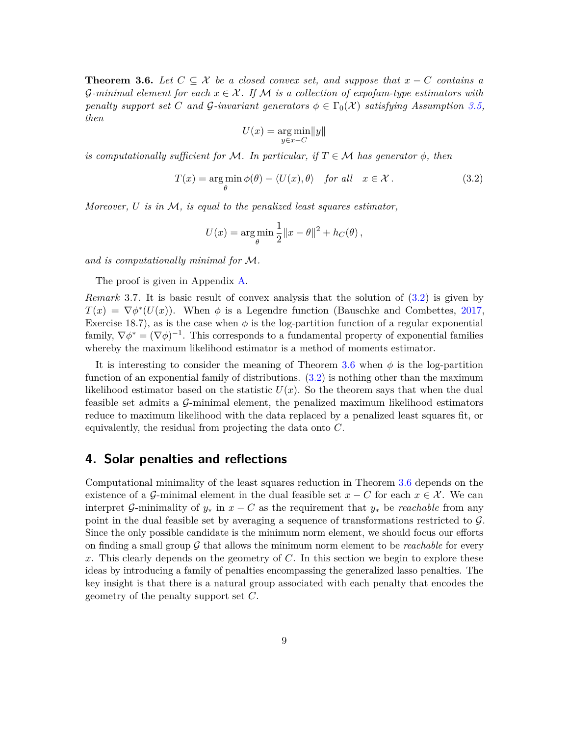**Theorem 3.6.** *Let $C \subseteq \mathcal{X}$ be a closed convex set, and suppose that $x - C$ contains a $\mathcal{G}$-minimal element for each $x \in \mathcal{X}$. If $\mathcal{M}$ is a collection of expofam-type estimators with penalty support set $C$ and $\mathcal{G}$-invariant generators $\phi \in \Gamma_0(\mathcal{X})$ satisfying Assumption 3.5, then*

$$U(x) = \operatorname*{arg\,min}_{y \in x - C} \|y\|$$

*is computationally sufficient for $\mathcal{M}$. In particular, if $T \in \mathcal{M}$ has generator $\phi$, then*

$$T(x) = \operatorname*{arg\,min}_{\theta} \phi(\theta) - \langle U(x), \theta \rangle \quad \text{for all} \quad x \in \mathcal{X}\,. \tag{3.2}$$

*Moreover, $U$ is in $\mathcal{M}$, is equal to the penalized least squares estimator,*

$$U(x) = \operatorname*{arg\,min}_{\theta} \frac{1}{2}\|x - \theta\|^2 + h_C(\theta)\,,$$

*and is computationally minimal for $\mathcal{M}$.*

The proof is given in Appendix A.

*Remark* 3.7. It is basic result of convex analysis that the solution of (3.2) is given by $T(x) = \nabla \phi^*(U(x))$. When $\phi$ is a Legendre function (Bauschke and Combettes, 2017, Exercise 18.7), as is the case when $\phi$ is the log-partition function of a regular exponential family, $\nabla \phi^* = (\nabla \phi)^{-1}$. This corresponds to a fundamental property of exponential families whereby the maximum likelihood estimator is a method of moments estimator.

It is interesting to consider the meaning of Theorem 3.6 when $\phi$ is the log-partition function of an exponential family of distributions. (3.2) is nothing other than the maximum likelihood estimator based on the statistic $U(x)$. So the theorem says that when the dual feasible set admits a $\mathcal{G}$-minimal element, the penalized maximum likelihood estimators reduce to maximum likelihood with the data replaced by a penalized least squares fit, or equivalently, the residual from projecting the data onto $C$.

## 4. Solar penalties and reflections

Computational minimality of the least squares reduction in Theorem 3.6 depends on the existence of a $\mathcal{G}$-minimal element in the dual feasible set $x - C$ for each $x \in \mathcal{X}$. We can interpret $\mathcal{G}$-minimality of $y_*$ in $x - C$ as the requirement that $y_*$ be *reachable* from any point in the dual feasible set by averaging a sequence of transformations restricted to $\mathcal{G}$. Since the only possible candidate is the minimum norm element, we should focus our efforts on finding a small group $\mathcal{G}$ that allows the minimum norm element to be *reachable* for every $x$. This clearly depends on the geometry of $C$. In this section we begin to explore these ideas by introducing a family of penalties encompassing the generalized lasso penalties. The key insight is that there is a natural group associated with each penalty that encodes the geometry of the penalty support set $C$.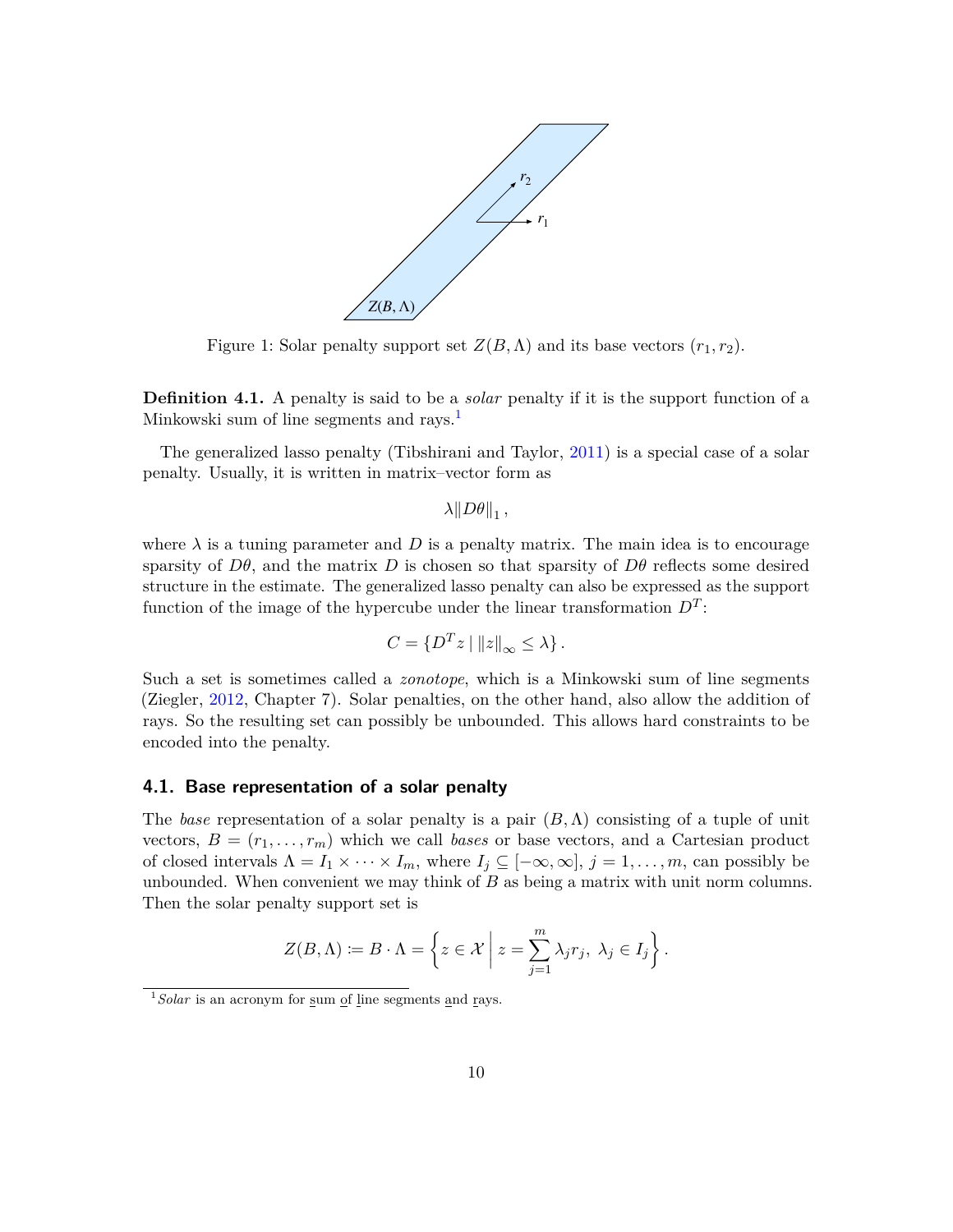Figure 1: Solar penalty support set $Z(B, \Lambda)$ and its base vectors $(r_1, r_2)$.

**Definition 4.1.** A penalty is said to be a *solar* penalty if it is the support function of a Minkowski sum of line segments and rays.[1]

The generalized lasso penalty (Tibshirani and Taylor, 2011) is a special case of a solar penalty. Usually, it is written in matrix–vector form as

$$\lambda \|D\theta\|_1 ,$$

where $\lambda$ is a tuning parameter and $D$ is a penalty matrix. The main idea is to encourage sparsity of $D\theta$, and the matrix $D$ is chosen so that sparsity of $D\theta$ reflects some desired structure in the estimate. The generalized lasso penalty can also be expressed as the support function of the image of the hypercube under the linear transformation $D^T$:

$$C = \{D^T z \mid \|z\|_\infty \leq \lambda\} .$$

Such a set is sometimes called a *zonotope*, which is a Minkowski sum of line segments (Ziegler, 2012, Chapter 7). Solar penalties, on the other hand, also allow the addition of rays. So the resulting set can possibly be unbounded. This allows hard constraints to be encoded into the penalty.

## 4.1. Base representation of a solar penalty

The *base* representation of a solar penalty is a pair $(B, \Lambda)$ consisting of a tuple of unit vectors, $B = (r_1, \ldots, r_m)$ which we call *bases* or base vectors, and a Cartesian product of closed intervals $\Lambda = I_1 \times \cdots \times I_m$, where $I_j \subseteq [-\infty, \infty]$, $j = 1, \ldots, m$, can possibly be unbounded. When convenient we may think of $B$ as being a matrix with unit norm columns. Then the solar penalty support set is

$$Z(B, \Lambda) := B \cdot \Lambda = \left\{ z \in \mathcal{X} \;\middle|\; z = \sum_{j=1}^{m} \lambda_j r_j ,\ \lambda_j \in I_j \right\} .$$

[1] *Solar* is an acronym for sum of line segments and rays.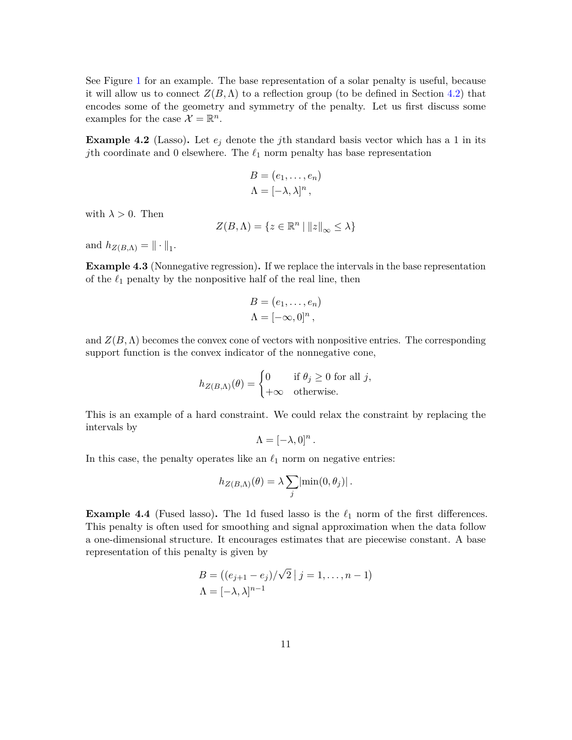See Figure 1 for an example. The base representation of a solar penalty is useful, because it will allow us to connect $Z(B, \Lambda)$ to a reflection group (to be defined in Section 4.2) that encodes some of the geometry and symmetry of the penalty. Let us first discuss some examples for the case $\mathcal{X} = \mathbb{R}^n$.

**Example 4.2** (Lasso)**.** Let $e_j$ denote the $j$th standard basis vector which has a 1 in its $j$th coordinate and 0 elsewhere. The $\ell_1$ norm penalty has base representation

$$
\begin{aligned}
B &= (e_1, \dots, e_n) \\
\Lambda &= [-\lambda, \lambda]^n \,,
\end{aligned}
$$

with $\lambda > 0$. Then

$$
Z(B, \Lambda) = \{z \in \mathbb{R}^n \mid \|z\|_\infty \le \lambda\}
$$

and $h_{Z(B,\Lambda)} = \| \cdot \|_1$.

**Example 4.3** (Nonnegative regression)**.** If we replace the intervals in the base representation of the $\ell_1$ penalty by the nonpositive half of the real line, then

$$
\begin{aligned}
B &= (e_1, \dots, e_n) \\
\Lambda &= [-\infty, 0]^n \,,
\end{aligned}
$$

and $Z(B, \Lambda)$ becomes the convex cone of vectors with nonpositive entries. The corresponding support function is the convex indicator of the nonnegative cone,

$$
h_{Z(B,\Lambda)}(\theta) = \begin{cases} 0 & \text{if } \theta_j \ge 0 \text{ for all } j, \\ +\infty & \text{otherwise.} \end{cases}
$$

This is an example of a hard constraint. We could relax the constraint by replacing the intervals by

$$
\Lambda = [-\lambda, 0]^n \,.
$$

In this case, the penalty operates like an $\ell_1$ norm on negative entries:

$$
h_{Z(B,\Lambda)}(\theta) = \lambda \sum_j |\min(0, \theta_j)| \,.
$$

**Example 4.4** (Fused lasso)**.** The 1d fused lasso is the $\ell_1$ norm of the first differences. This penalty is often used for smoothing and signal approximation when the data follow a one-dimensional structure. It encourages estimates that are piecewise constant. A base representation of this penalty is given by

$$
\begin{aligned}
B &= \left((e_{j+1} - e_j)/\sqrt{2} \mid j = 1, \dots, n-1\right) \\
\Lambda &= [-\lambda, \lambda]^{n-1}
\end{aligned}
$$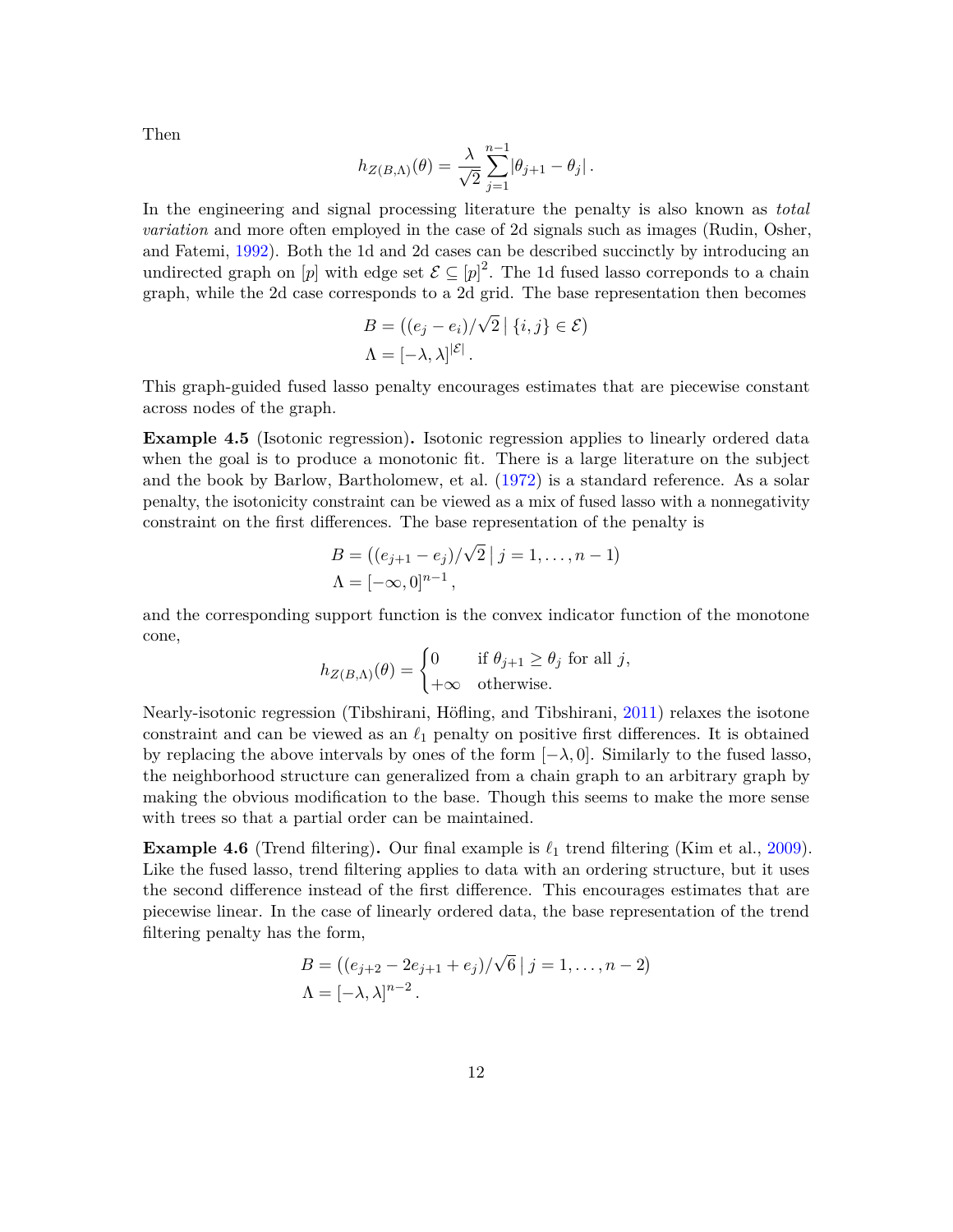Then

$$h_{Z(B,\Lambda)}(\theta) = \frac{\lambda}{\sqrt{2}} \sum_{j=1}^{n-1} |\theta_{j+1} - \theta_j| \,.$$

In the engineering and signal processing literature the penalty is also known as *total variation* and more often employed in the case of 2d signals such as images (Rudin, Osher, and Fatemi, 1992). Both the 1d and 2d cases can be described succinctly by introducing an undirected graph on $[p]$ with edge set $\mathcal{E} \subseteq [p]^2$. The 1d fused lasso correponds to a chain graph, while the 2d case corresponds to a 2d grid. The base representation then becomes

$$\begin{aligned} B &= ((e_j - e_i)/\sqrt{2} \mid \{i, j\} \in \mathcal{E}) \\ \Lambda &= [-\lambda, \lambda]^{|\mathcal{E}|} \,. \end{aligned}$$

This graph-guided fused lasso penalty encourages estimates that are piecewise constant across nodes of the graph.

**Example 4.5** (Isotonic regression)**.** Isotonic regression applies to linearly ordered data when the goal is to produce a monotonic fit. There is a large literature on the subject and the book by Barlow, Bartholomew, et al. (1972) is a standard reference. As a solar penalty, the isotonicity constraint can be viewed as a mix of fused lasso with a nonnegativity constraint on the first differences. The base representation of the penalty is

$$\begin{aligned} B &= ((e_{j+1} - e_j)/\sqrt{2} \mid j = 1, \ldots, n-1) \\ \Lambda &= [-\infty, 0]^{n-1} \,, \end{aligned}$$

and the corresponding support function is the convex indicator function of the monotone cone,

$$h_{Z(B,\Lambda)}(\theta) = \begin{cases} 0 & \text{if } \theta_{j+1} \geq \theta_j \text{ for all } j, \\ +\infty & \text{otherwise.} \end{cases}$$

Nearly-isotonic regression (Tibshirani, Höfling, and Tibshirani, 2011) relaxes the isotone constraint and can be viewed as an $\ell_1$ penalty on positive first differences. It is obtained by replacing the above intervals by ones of the form $[-\lambda, 0]$. Similarly to the fused lasso, the neighborhood structure can generalized from a chain graph to an arbitrary graph by making the obvious modification to the base. Though this seems to make the more sense with trees so that a partial order can be maintained.

**Example 4.6** (Trend filtering)**.** Our final example is $\ell_1$ trend filtering (Kim et al., 2009). Like the fused lasso, trend filtering applies to data with an ordering structure, but it uses the second difference instead of the first difference. This encourages estimates that are piecewise linear. In the case of linearly ordered data, the base representation of the trend filtering penalty has the form,

$$\begin{aligned} B &= ((e_{j+2} - 2e_{j+1} + e_j)/\sqrt{6} \mid j = 1, \ldots, n-2) \\ \Lambda &= [-\lambda, \lambda]^{n-2} \,. \end{aligned}$$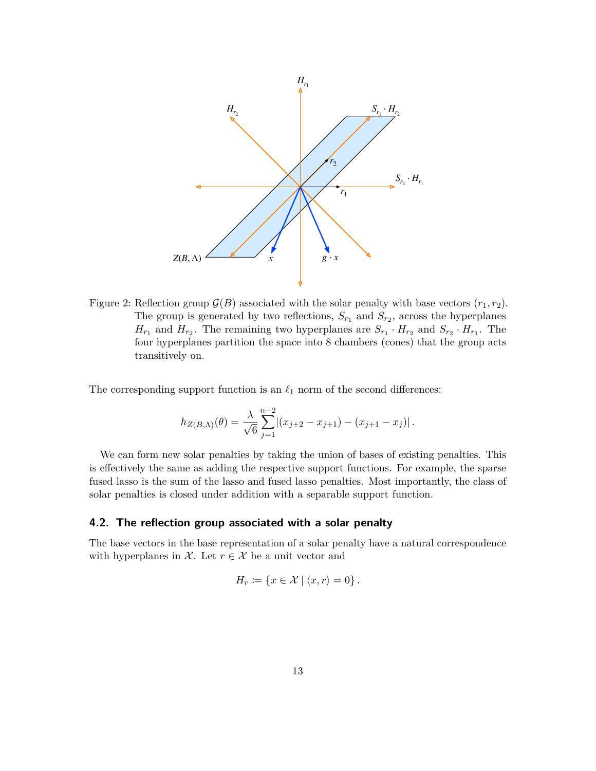Figure 2: Reflection group $\mathcal{G}(B)$ associated with the solar penalty with base vectors $(r_1, r_2)$. The group is generated by two reflections, $S_{r_1}$ and $S_{r_2}$, across the hyperplanes $H_{r_1}$ and $H_{r_2}$. The remaining two hyperplanes are $S_{r_1} \cdot H_{r_2}$ and $S_{r_2} \cdot H_{r_1}$. The four hyperplanes partition the space into 8 chambers (cones) that the group acts transitively on.

The corresponding support function is an $\ell_1$ norm of the second differences:

$$h_{Z(B,\Lambda)}(\theta) = \frac{\lambda}{\sqrt{6}} \sum_{j=1}^{n-2} |(x_{j+2} - x_{j+1}) - (x_{j+1} - x_j)| \,.$$

We can form new solar penalties by taking the union of bases of existing penalties. This is effectively the same as adding the respective support functions. For example, the sparse fused lasso is the sum of the lasso and fused lasso penalties. Most importantly, the class of solar penalties is closed under addition with a separable support function.

### 4.2. The reflection group associated with a solar penalty

The base vectors in the base representation of a solar penalty have a natural correspondence with hyperplanes in $\mathcal{X}$. Let $r \in \mathcal{X}$ be a unit vector and

$$H_r := \{x \in \mathcal{X} \mid \langle x, r \rangle = 0\} \,.$$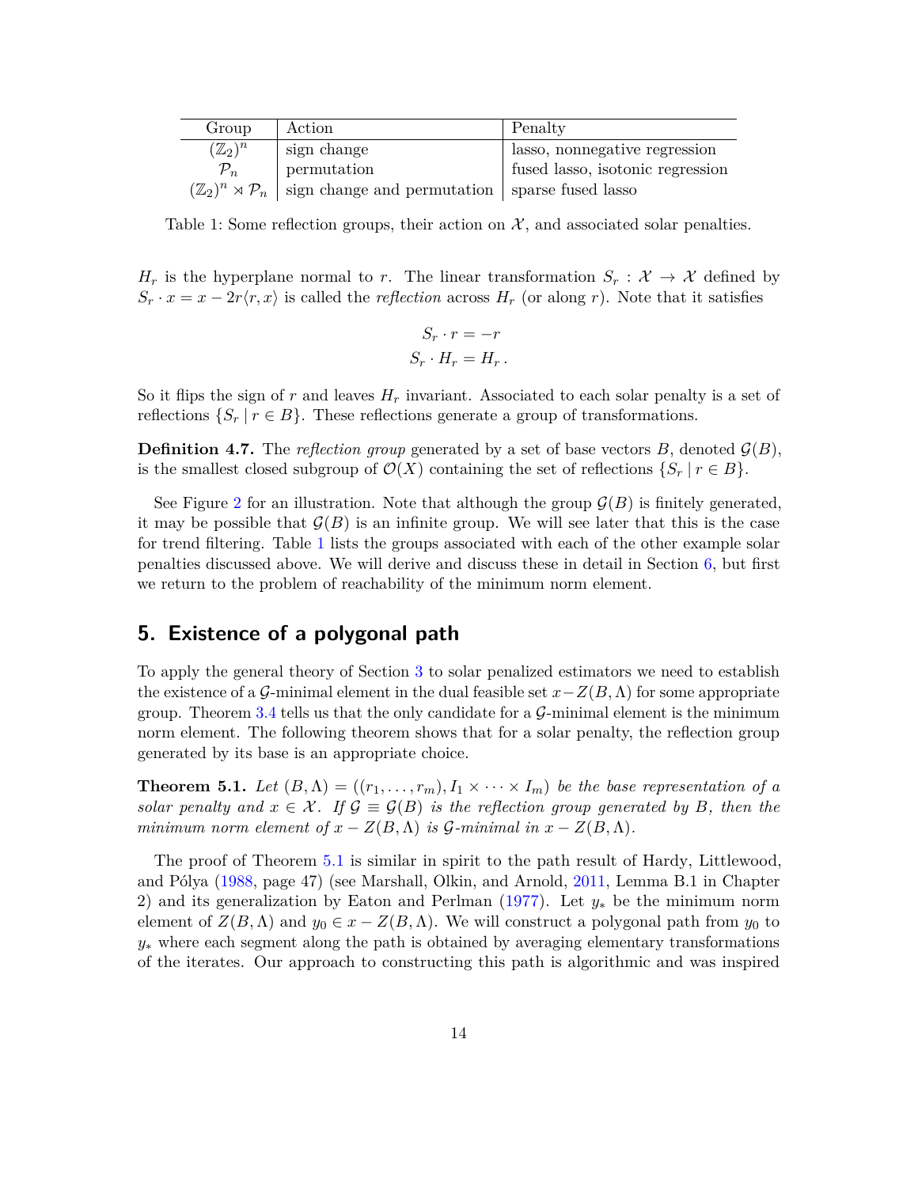| Group | Action | Penalty |
| --- | --- | --- |
| $(\mathbb{Z}_2)^n$ | sign change | lasso, nonnegative regression |
| $\mathcal{P}_n$ | permutation | fused lasso, isotonic regression |
| $(\mathbb{Z}_2)^n \rtimes \mathcal{P}_n$ | sign change and permutation | sparse fused lasso |

Table 1: Some reflection groups, their action on $\mathcal{X}$, and associated solar penalties.

$H_r$ is the hyperplane normal to $r$. The linear transformation $S_r : \mathcal{X} \to \mathcal{X}$ defined by $S_r \cdot x = x - 2r\langle r, x\rangle$ is called the *reflection* across $H_r$ (or along $r$). Note that it satisfies

$$
\begin{aligned}
S_r \cdot r &= -r \\
S_r \cdot H_r &= H_r \, .
\end{aligned}
$$

So it flips the sign of $r$ and leaves $H_r$ invariant. Associated to each solar penalty is a set of reflections $\{S_r \mid r \in B\}$. These reflections generate a group of transformations.

**Definition 4.7.** The *reflection group* generated by a set of base vectors $B$, denoted $\mathcal{G}(B)$, is the smallest closed subgroup of $\mathcal{O}(X)$ containing the set of reflections $\{S_r \mid r \in B\}$.

See Figure 2 for an illustration. Note that although the group $\mathcal{G}(B)$ is finitely generated, it may be possible that $\mathcal{G}(B)$ is an infinite group. We will see later that this is the case for trend filtering. Table 1 lists the groups associated with each of the other example solar penalties discussed above. We will derive and discuss these in detail in Section 6, but first we return to the problem of reachability of the minimum norm element.

## 5. Existence of a polygonal path

To apply the general theory of Section 3 to solar penalized estimators we need to establish the existence of a $\mathcal{G}$-minimal element in the dual feasible set $x - Z(B, \Lambda)$ for some appropriate group. Theorem 3.4 tells us that the only candidate for a $\mathcal{G}$-minimal element is the minimum norm element. The following theorem shows that for a solar penalty, the reflection group generated by its base is an appropriate choice.

**Theorem 5.1.** *Let $(B, \Lambda) = ((r_1, \ldots, r_m), I_1 \times \cdots \times I_m)$ be the base representation of a solar penalty and $x \in \mathcal{X}$. If $\mathcal{G} \equiv \mathcal{G}(B)$ is the reflection group generated by $B$, then the minimum norm element of $x - Z(B, \Lambda)$ is $\mathcal{G}$-minimal in $x - Z(B, \Lambda)$.*

The proof of Theorem 5.1 is similar in spirit to the path result of Hardy, Littlewood, and Pólya (1988, page 47) (see Marshall, Olkin, and Arnold, 2011, Lemma B.1 in Chapter 2) and its generalization by Eaton and Perlman (1977). Let $y_*$ be the minimum norm element of $Z(B, \Lambda)$ and $y_0 \in x - Z(B, \Lambda)$. We will construct a polygonal path from $y_0$ to $y_*$ where each segment along the path is obtained by averaging elementary transformations of the iterates. Our approach to constructing this path is algorithmic and was inspired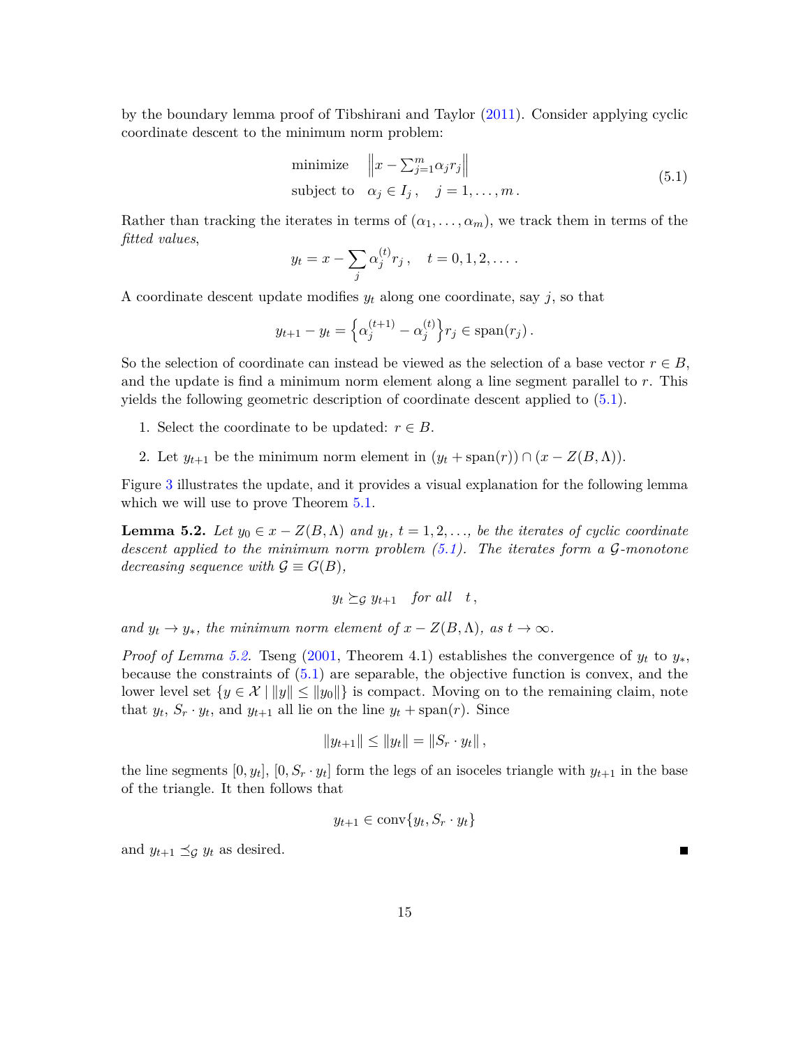by the boundary lemma proof of Tibshirani and Taylor (2011). Consider applying cyclic coordinate descent to the minimum norm problem:

$$
\begin{aligned}
&\text{minimize} \quad \left\| x - \textstyle\sum_{j=1}^{m} \alpha_j r_j \right\| \\
&\text{subject to} \quad \alpha_j \in I_j , \quad j = 1, \dots, m \,.
\end{aligned}
\tag{5.1}
$$

Rather than tracking the iterates in terms of $(\alpha_1, \dots, \alpha_m)$, we track them in terms of the *fitted values*,

$$
y_t = x - \sum_j \alpha_j^{(t)} r_j \,, \quad t = 0, 1, 2, \dots \,.
$$

A coordinate descent update modifies $y_t$ along one coordinate, say $j$, so that

$$
y_{t+1} - y_t = \left\{ \alpha_j^{(t+1)} - \alpha_j^{(t)} \right\} r_j \in \operatorname{span}(r_j) \,.
$$

So the selection of coordinate can instead be viewed as the selection of a base vector $r \in B$, and the update is find a minimum norm element along a line segment parallel to $r$. This yields the following geometric description of coordinate descent applied to (5.1).

1. Select the coordinate to be updated: $r \in B$.
2. Let $y_{t+1}$ be the minimum norm element in $(y_t + \operatorname{span}(r)) \cap (x - Z(B, \Lambda))$.

Figure 3 illustrates the update, and it provides a visual explanation for the following lemma which we will use to prove Theorem 5.1.

**Lemma 5.2.** *Let $y_0 \in x - Z(B, \Lambda)$ and $y_t$, $t = 1, 2, \dots$, be the iterates of cyclic coordinate descent applied to the minimum norm problem (5.1). The iterates form a $\mathcal{G}$-monotone decreasing sequence with $\mathcal{G} \equiv G(B)$,*

$$
y_t \succeq_{\mathcal{G}} y_{t+1} \quad \text{for all} \quad t \,,
$$

*and $y_t \to y_*$, the minimum norm element of $x - Z(B, \Lambda)$, as $t \to \infty$.*

*Proof of Lemma 5.2.* Tseng (2001, Theorem 4.1) establishes the convergence of $y_t$ to $y_*$, because the constraints of (5.1) are separable, the objective function is convex, and the lower level set $\{y \in \mathcal{X} \mid \|y\| \le \|y_0\|\}$ is compact. Moving on to the remaining claim, note that $y_t$, $S_r \cdot y_t$, and $y_{t+1}$ all lie on the line $y_t + \operatorname{span}(r)$. Since

$$
\|y_{t+1}\| \le \|y_t\| = \|S_r \cdot y_t\| \,,
$$

the line segments $[0, y_t]$, $[0, S_r \cdot y_t]$ form the legs of an isoceles triangle with $y_{t+1}$ in the base of the triangle. It then follows that

$$
y_{t+1} \in \operatorname{conv}\{y_t, S_r \cdot y_t\}
$$

and $y_{t+1} \preceq_{\mathcal{G}} y_t$ as desired. ■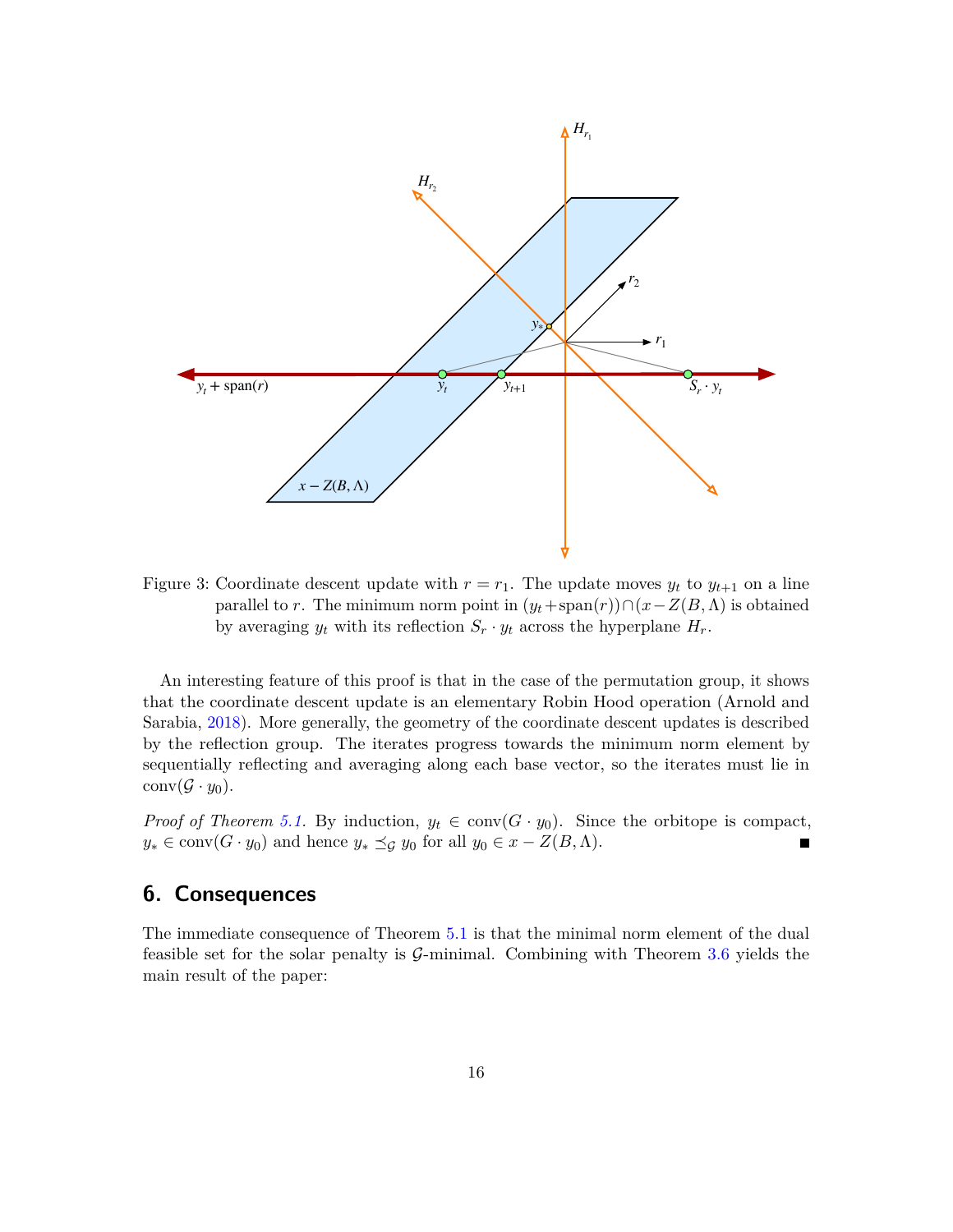Figure 3: Coordinate descent update with $r = r_1$. The update moves $y_t$ to $y_{t+1}$ on a line parallel to $r$. The minimum norm point in $(y_t + \text{span}(r)) \cap (x - Z(B, \Lambda))$ is obtained by averaging $y_t$ with its reflection $S_r \cdot y_t$ across the hyperplane $H_r$.

An interesting feature of this proof is that in the case of the permutation group, it shows that the coordinate descent update is an elementary Robin Hood operation (Arnold and Sarabia, 2018). More generally, the geometry of the coordinate descent updates is described by the reflection group. The iterates progress towards the minimum norm element by sequentially reflecting and averaging along each base vector, so the iterates must lie in $\text{conv}(\mathcal{G} \cdot y_0)$.

*Proof of Theorem 5.1.* By induction, $y_t \in \text{conv}(G \cdot y_0)$. Since the orbitope is compact, $y_* \in \text{conv}(G \cdot y_0)$ and hence $y_* \preceq_{\mathcal{G}} y_0$ for all $y_0 \in x - Z(B, \Lambda)$. ∎

## 6. Consequences

The immediate consequence of Theorem 5.1 is that the minimal norm element of the dual feasible set for the solar penalty is $\mathcal{G}$-minimal. Combining with Theorem 3.6 yields the main result of the paper: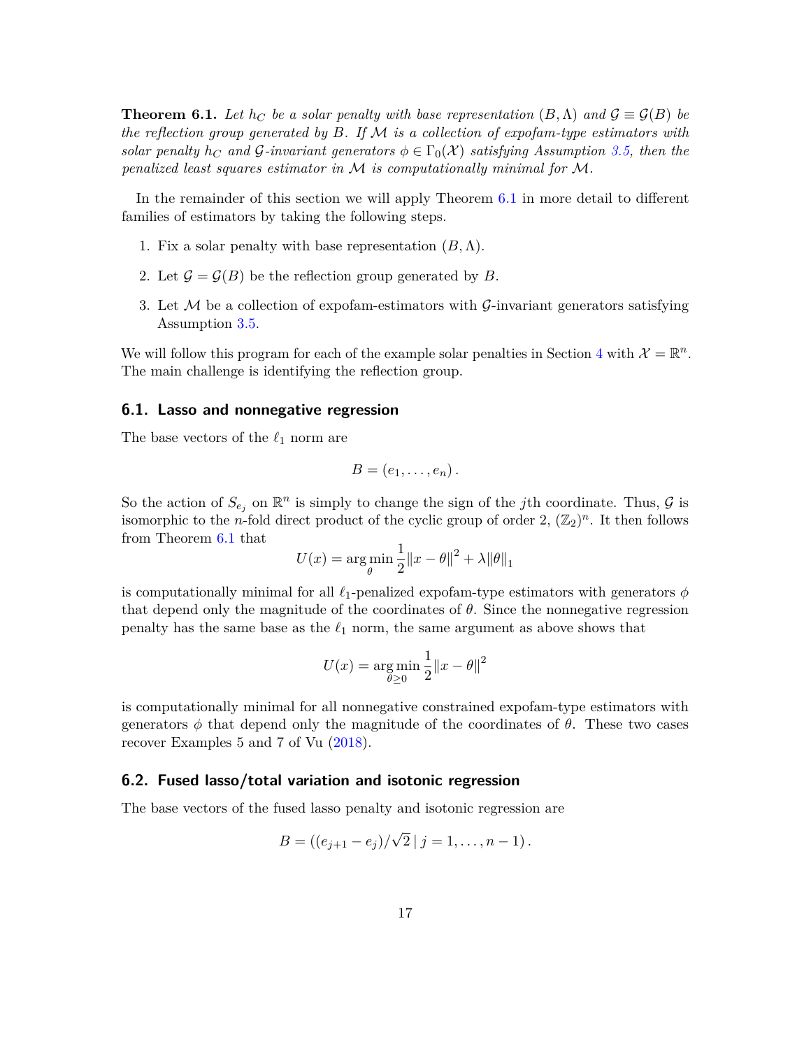**Theorem 6.1.** *Let $h_C$ be a solar penalty with base representation $(B, \Lambda)$ and $\mathcal{G} \equiv \mathcal{G}(B)$ be the reflection group generated by $B$. If $\mathcal{M}$ is a collection of expofam-type estimators with solar penalty $h_C$ and $\mathcal{G}$-invariant generators $\phi \in \Gamma_0(\mathcal{X})$ satisfying Assumption 3.5, then the penalized least squares estimator in $\mathcal{M}$ is computationally minimal for $\mathcal{M}$.*

In the remainder of this section we will apply Theorem 6.1 in more detail to different families of estimators by taking the following steps.

1. Fix a solar penalty with base representation $(B, \Lambda)$.
2. Let $\mathcal{G} = \mathcal{G}(B)$ be the reflection group generated by $B$.
3. Let $\mathcal{M}$ be a collection of expofam-estimators with $\mathcal{G}$-invariant generators satisfying Assumption 3.5.

We will follow this program for each of the example solar penalties in Section 4 with $\mathcal{X} = \mathbb{R}^n$. The main challenge is identifying the reflection group.

## 6.1. Lasso and nonnegative regression

The base vectors of the $\ell_1$ norm are

$$B = (e_1, \ldots, e_n).$$

So the action of $S_{e_j}$ on $\mathbb{R}^n$ is simply to change the sign of the $j$th coordinate. Thus, $\mathcal{G}$ is isomorphic to the $n$-fold direct product of the cyclic group of order 2, $(\mathbb{Z}_2)^n$. It then follows from Theorem 6.1 that

$$U(x) = \arg\min_{\theta} \frac{1}{2}\|x - \theta\|^2 + \lambda\|\theta\|_1$$

is computationally minimal for all $\ell_1$-penalized expofam-type estimators with generators $\phi$ that depend only the magnitude of the coordinates of $\theta$. Since the nonnegative regression penalty has the same base as the $\ell_1$ norm, the same argument as above shows that

$$U(x) = \arg\min_{\theta \geq 0} \frac{1}{2}\|x - \theta\|^2$$

is computationally minimal for all nonnegative constrained expofam-type estimators with generators $\phi$ that depend only the magnitude of the coordinates of $\theta$. These two cases recover Examples 5 and 7 of Vu (2018).

## 6.2. Fused lasso/total variation and isotonic regression

The base vectors of the fused lasso penalty and isotonic regression are

$$B = ((e_{j+1} - e_j)/\sqrt{2} \mid j = 1, \ldots, n-1).$$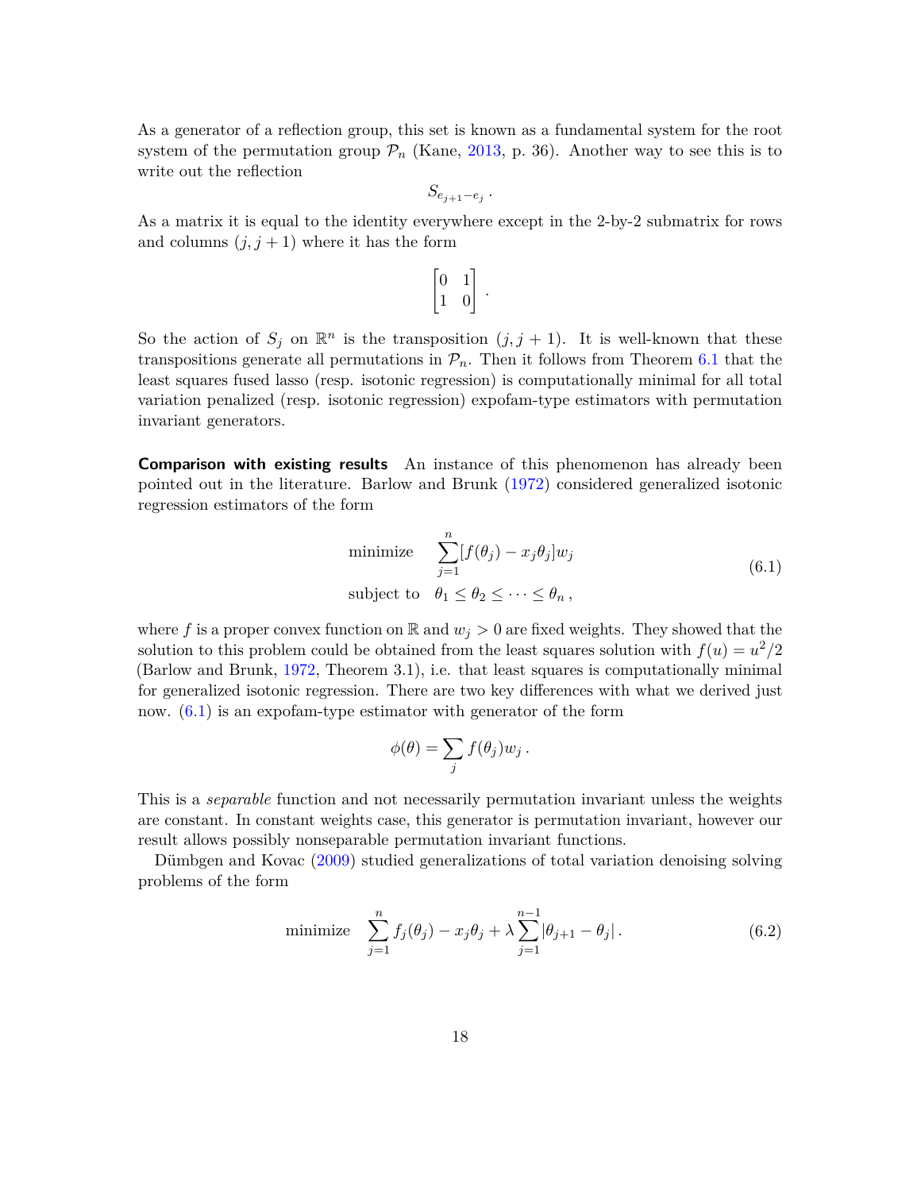As a generator of a reflection group, this set is known as a fundamental system for the root system of the permutation group $\mathcal{P}_n$ (Kane, 2013, p. 36). Another way to see this is to write out the reflection

$$S_{e_{j+1}-e_j}\,.$$

As a matrix it is equal to the identity everywhere except in the 2-by-2 submatrix for rows and columns $(j, j+1)$ where it has the form

$$\begin{bmatrix} 0 & 1 \\ 1 & 0 \end{bmatrix}\,.$$

So the action of $S_j$ on $\mathbb{R}^n$ is the transposition $(j, j+1)$. It is well-known that these transpositions generate all permutations in $\mathcal{P}_n$. Then it follows from Theorem 6.1 that the least squares fused lasso (resp. isotonic regression) is computationally minimal for all total variation penalized (resp. isotonic regression) expofam-type estimators with permutation invariant generators.

**Comparison with existing results** An instance of this phenomenon has already been pointed out in the literature. Barlow and Brunk (1972) considered generalized isotonic regression estimators of the form

$$\begin{aligned} &\text{minimize} \quad \sum_{j=1}^{n}[f(\theta_j) - x_j\theta_j]w_j \\ &\text{subject to} \quad \theta_1 \leq \theta_2 \leq \cdots \leq \theta_n\,, \end{aligned} \tag{6.1}$$

where $f$ is a proper convex function on $\mathbb{R}$ and $w_j > 0$ are fixed weights. They showed that the solution to this problem could be obtained from the least squares solution with $f(u) = u^2/2$ (Barlow and Brunk, 1972, Theorem 3.1), i.e. that least squares is computationally minimal for generalized isotonic regression. There are two key differences with what we derived just now. (6.1) is an expofam-type estimator with generator of the form

$$\phi(\theta) = \sum_j f(\theta_j)w_j\,.$$

This is a *separable* function and not necessarily permutation invariant unless the weights are constant. In constant weights case, this generator is permutation invariant, however our result allows possibly nonseparable permutation invariant functions.

Dümbgen and Kovac (2009) studied generalizations of total variation denoising solving problems of the form

$$\text{minimize} \quad \sum_{j=1}^{n} f_j(\theta_j) - x_j\theta_j + \lambda\sum_{j=1}^{n-1}|\theta_{j+1} - \theta_j|\,. \tag{6.2}$$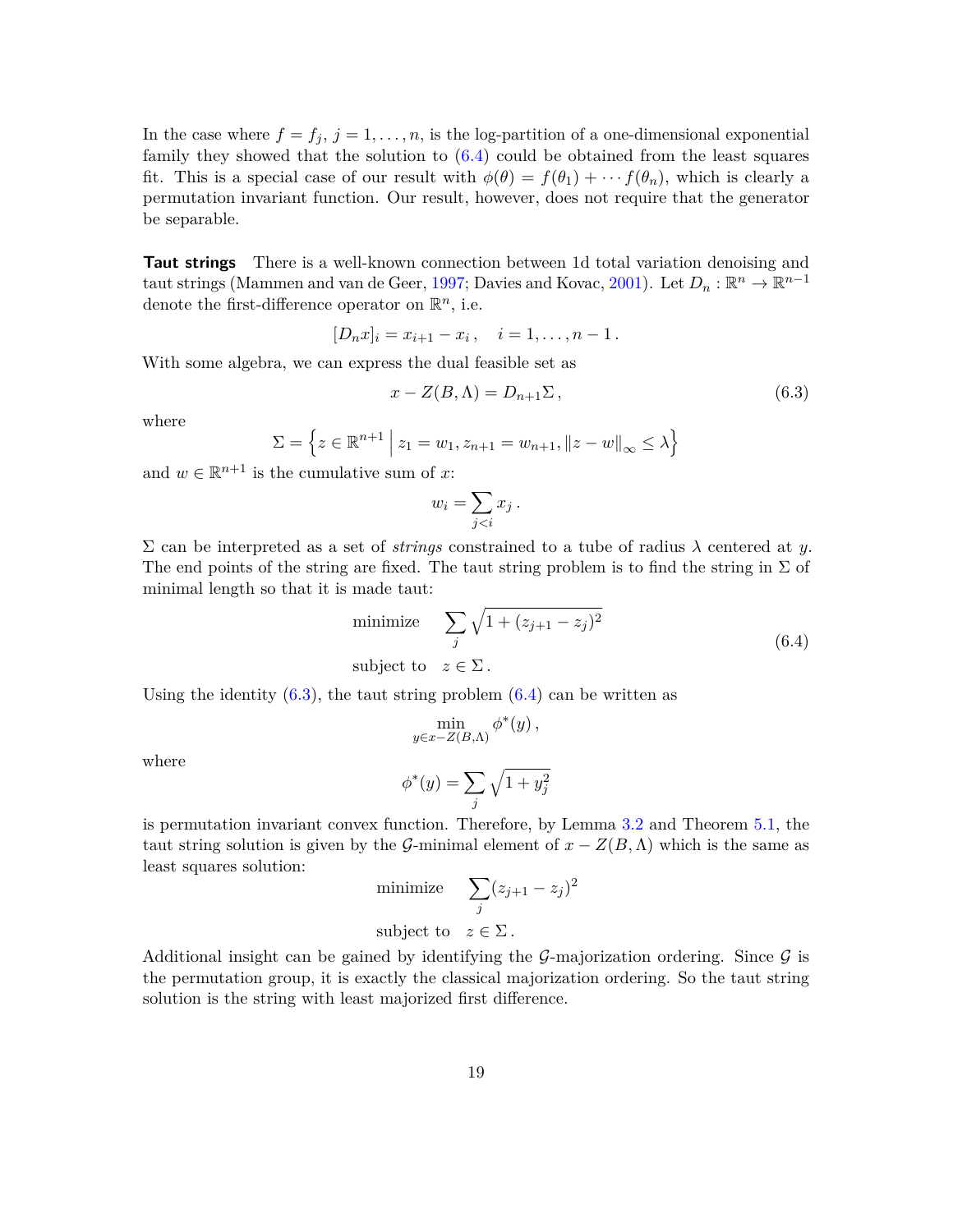In the case where $f = f_j$, $j = 1, \ldots, n$, is the log-partition of a one-dimensional exponential family they showed that the solution to (6.4) could be obtained from the least squares fit. This is a special case of our result with $\phi(\theta) = f(\theta_1) + \cdots f(\theta_n)$, which is clearly a permutation invariant function. Our result, however, does not require that the generator be separable.

**Taut strings** There is a well-known connection between 1d total variation denoising and taut strings (Mammen and van de Geer, 1997; Davies and Kovac, 2001). Let $D_n : \mathbb{R}^n \to \mathbb{R}^{n-1}$ denote the first-difference operator on $\mathbb{R}^n$, i.e.

$$[D_n x]_i = x_{i+1} - x_i \,, \quad i = 1, \ldots, n-1 \,.$$

With some algebra, we can express the dual feasible set as

$$x - Z(B, \Lambda) = D_{n+1}\Sigma \,, \tag{6.3}$$

where

$$\Sigma = \left\{ z \in \mathbb{R}^{n+1} \;\middle|\; z_1 = w_1, z_{n+1} = w_{n+1}, \|z - w\|_\infty \leq \lambda \right\}$$

and $w \in \mathbb{R}^{n+1}$ is the cumulative sum of $x$:

$$w_i = \sum_{j<i} x_j \,.$$

$\Sigma$ can be interpreted as a set of *strings* constrained to a tube of radius $\lambda$ centered at $y$. The end points of the string are fixed. The taut string problem is to find the string in $\Sigma$ of minimal length so that it is made taut:

$$\begin{aligned} &\text{minimize} \quad \sum_j \sqrt{1 + (z_{j+1} - z_j)^2} \\ &\text{subject to} \quad z \in \Sigma \,. \end{aligned} \tag{6.4}$$

Using the identity (6.3), the taut string problem (6.4) can be written as

$$\min_{y \in x - Z(B,\Lambda)} \phi^*(y) \,,$$

where

$$\phi^*(y) = \sum_j \sqrt{1 + y_j^2}$$

is permutation invariant convex function. Therefore, by Lemma 3.2 and Theorem 5.1, the taut string solution is given by the $\mathcal{G}$-minimal element of $x - Z(B, \Lambda)$ which is the same as least squares solution:

$$\begin{aligned} &\text{minimize} \quad \sum_j (z_{j+1} - z_j)^2 \\ &\text{subject to} \quad z \in \Sigma \,. \end{aligned}$$

Additional insight can be gained by identifying the $\mathcal{G}$-majorization ordering. Since $\mathcal{G}$ is the permutation group, it is exactly the classical majorization ordering. So the taut string solution is the string with least majorized first difference.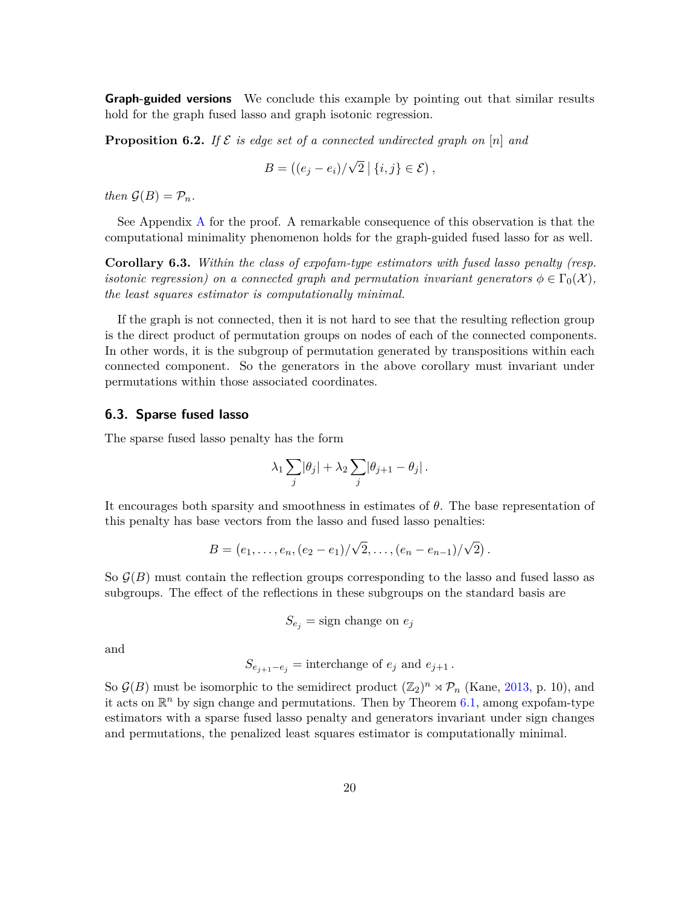**Graph-guided versions** We conclude this example by pointing out that similar results hold for the graph fused lasso and graph isotonic regression.

**Proposition 6.2.** *If $\mathcal{E}$ is edge set of a connected undirected graph on $[n]$ and*

$$B = \left((e_j - e_i)/\sqrt{2} \,\middle|\, \{i,j\} \in \mathcal{E}\right),$$

*then $\mathcal{G}(B) = \mathcal{P}_n$.*

See Appendix A for the proof. A remarkable consequence of this observation is that the computational minimality phenomenon holds for the graph-guided fused lasso for as well.

**Corollary 6.3.** *Within the class of expofam-type estimators with fused lasso penalty (resp. isotonic regression) on a connected graph and permutation invariant generators $\phi \in \Gamma_0(\mathcal{X})$, the least squares estimator is computationally minimal.*

If the graph is not connected, then it is not hard to see that the resulting reflection group is the direct product of permutation groups on nodes of each of the connected components. In other words, it is the subgroup of permutation generated by transpositions within each connected component. So the generators in the above corollary must invariant under permutations within those associated coordinates.

### 6.3. Sparse fused lasso

The sparse fused lasso penalty has the form

$$\lambda_1 \sum_j |\theta_j| + \lambda_2 \sum_j |\theta_{j+1} - \theta_j| .$$

It encourages both sparsity and smoothness in estimates of $\theta$. The base representation of this penalty has base vectors from the lasso and fused lasso penalties:

$$B = (e_1, \ldots, e_n, (e_2 - e_1)/\sqrt{2}, \ldots, (e_n - e_{n-1})/\sqrt{2}) .$$

So $\mathcal{G}(B)$ must contain the reflection groups corresponding to the lasso and fused lasso as subgroups. The effect of the reflections in these subgroups on the standard basis are

$$S_{e_j} = \text{sign change on } e_j$$

and

$$S_{e_{j+1}-e_j} = \text{interchange of } e_j \text{ and } e_{j+1} .$$

So $\mathcal{G}(B)$ must be isomorphic to the semidirect product $(\mathbb{Z}_2)^n \rtimes \mathcal{P}_n$ (Kane, 2013, p. 10), and it acts on $\mathbb{R}^n$ by sign change and permutations. Then by Theorem 6.1, among expofam-type estimators with a sparse fused lasso penalty and generators invariant under sign changes and permutations, the penalized least squares estimator is computationally minimal.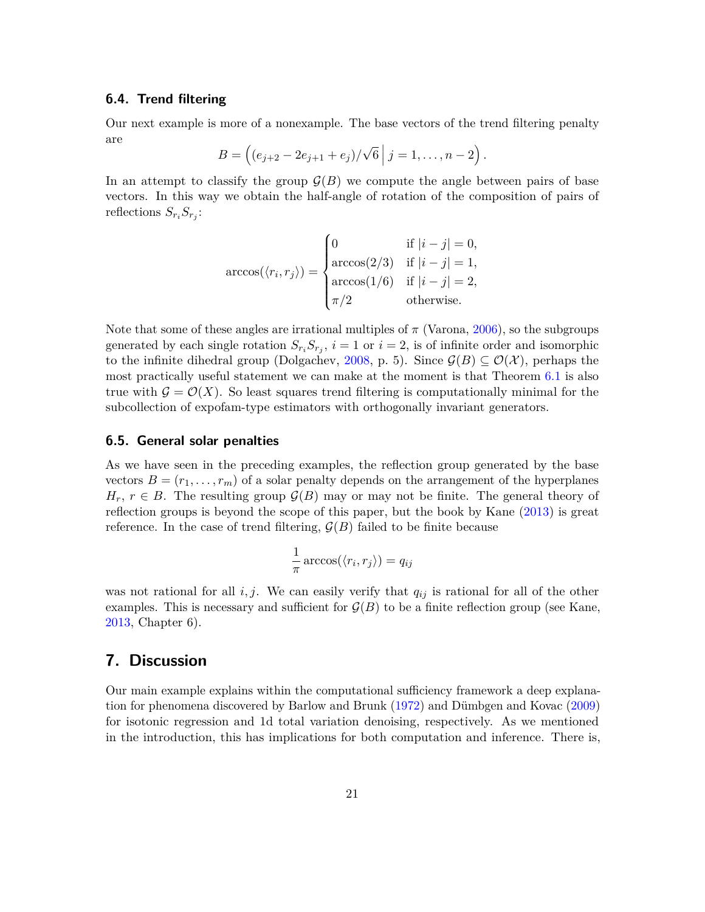### 6.4. Trend filtering

Our next example is more of a nonexample. The base vectors of the trend filtering penalty are

$$B = \left( (e_{j+2} - 2e_{j+1} + e_j)/\sqrt{6} \,\middle|\, j = 1, \ldots, n-2 \right).$$

In an attempt to classify the group $\mathcal{G}(B)$ we compute the angle between pairs of base vectors. In this way we obtain the half-angle of rotation of the composition of pairs of reflections $S_{r_i} S_{r_j}$:

$$\arccos(\langle r_i, r_j \rangle) = \begin{cases} 0 & \text{if } |i-j| = 0, \\ \arccos(2/3) & \text{if } |i-j| = 1, \\ \arccos(1/6) & \text{if } |i-j| = 2, \\ \pi/2 & \text{otherwise.} \end{cases}$$

Note that some of these angles are irrational multiples of $\pi$ (Varona, 2006), so the subgroups generated by each single rotation $S_{r_i} S_{r_j}$, $i = 1$ or $i = 2$, is of infinite order and isomorphic to the infinite dihedral group (Dolgachev, 2008, p. 5). Since $\mathcal{G}(B) \subseteq \mathcal{O}(\mathcal{X})$, perhaps the most practically useful statement we can make at the moment is that Theorem 6.1 is also true with $\mathcal{G} = \mathcal{O}(X)$. So least squares trend filtering is computationally minimal for the subcollection of expofam-type estimators with orthogonally invariant generators.

### 6.5. General solar penalties

As we have seen in the preceding examples, the reflection group generated by the base vectors $B = (r_1, \ldots, r_m)$ of a solar penalty depends on the arrangement of the hyperplanes $H_r$, $r \in B$. The resulting group $\mathcal{G}(B)$ may or may not be finite. The general theory of reflection groups is beyond the scope of this paper, but the book by Kane (2013) is great reference. In the case of trend filtering, $\mathcal{G}(B)$ failed to be finite because

$$\frac{1}{\pi} \arccos(\langle r_i, r_j \rangle) = q_{ij}$$

was not rational for all $i, j$. We can easily verify that $q_{ij}$ is rational for all of the other examples. This is necessary and sufficient for $\mathcal{G}(B)$ to be a finite reflection group (see Kane, 2013, Chapter 6).

## 7. Discussion

Our main example explains within the computational sufficiency framework a deep explanation for phenomena discovered by Barlow and Brunk (1972) and Dümbgen and Kovac (2009) for isotonic regression and 1d total variation denoising, respectively. As we mentioned in the introduction, this has implications for both computation and inference. There is,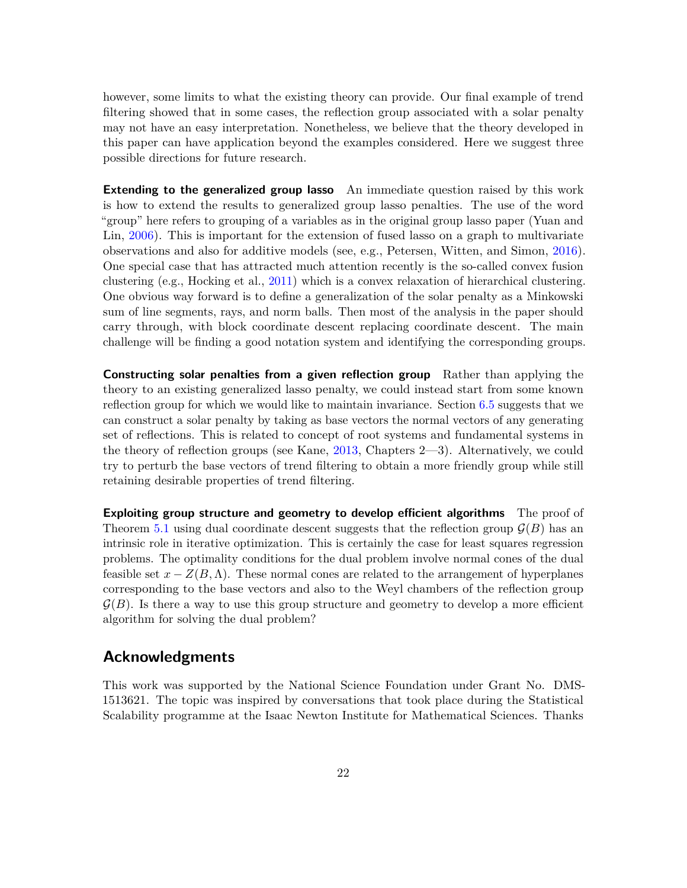however, some limits to what the existing theory can provide. Our final example of trend filtering showed that in some cases, the reflection group associated with a solar penalty may not have an easy interpretation. Nonetheless, we believe that the theory developed in this paper can have application beyond the examples considered. Here we suggest three possible directions for future research.

**Extending to the generalized group lasso** An immediate question raised by this work is how to extend the results to generalized group lasso penalties. The use of the word "group" here refers to grouping of a variables as in the original group lasso paper (Yuan and Lin, 2006). This is important for the extension of fused lasso on a graph to multivariate observations and also for additive models (see, e.g., Petersen, Witten, and Simon, 2016). One special case that has attracted much attention recently is the so-called convex fusion clustering (e.g., Hocking et al., 2011) which is a convex relaxation of hierarchical clustering. One obvious way forward is to define a generalization of the solar penalty as a Minkowski sum of line segments, rays, and norm balls. Then most of the analysis in the paper should carry through, with block coordinate descent replacing coordinate descent. The main challenge will be finding a good notation system and identifying the corresponding groups.

**Constructing solar penalties from a given reflection group** Rather than applying the theory to an existing generalized lasso penalty, we could instead start from some known reflection group for which we would like to maintain invariance. Section 6.5 suggests that we can construct a solar penalty by taking as base vectors the normal vectors of any generating set of reflections. This is related to concept of root systems and fundamental systems in the theory of reflection groups (see Kane, 2013, Chapters 2—3). Alternatively, we could try to perturb the base vectors of trend filtering to obtain a more friendly group while still retaining desirable properties of trend filtering.

**Exploiting group structure and geometry to develop efficient algorithms** The proof of Theorem 5.1 using dual coordinate descent suggests that the reflection group $\mathcal{G}(B)$ has an intrinsic role in iterative optimization. This is certainly the case for least squares regression problems. The optimality conditions for the dual problem involve normal cones of the dual feasible set $x - Z(B, \Lambda)$. These normal cones are related to the arrangement of hyperplanes corresponding to the base vectors and also to the Weyl chambers of the reflection group $\mathcal{G}(B)$. Is there a way to use this group structure and geometry to develop a more efficient algorithm for solving the dual problem?

## Acknowledgments

This work was supported by the National Science Foundation under Grant No. DMS-1513621. The topic was inspired by conversations that took place during the Statistical Scalability programme at the Isaac Newton Institute for Mathematical Sciences. Thanks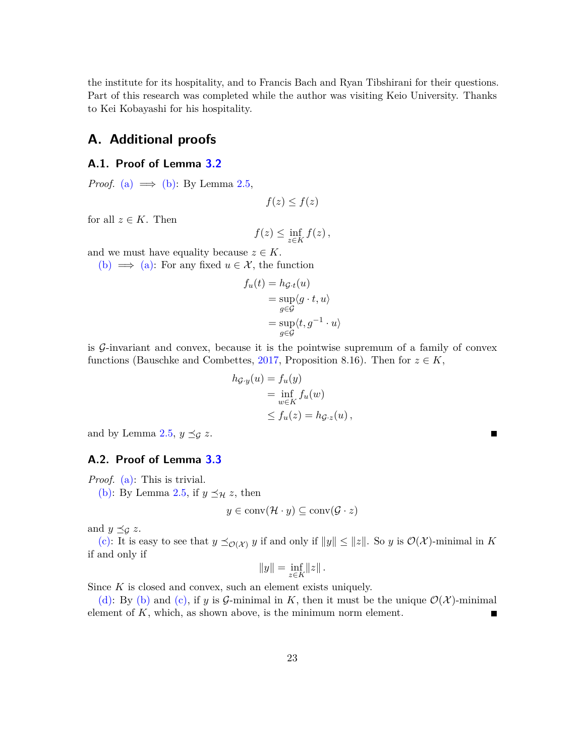the institute for its hospitality, and to Francis Bach and Ryan Tibshirani for their questions. Part of this research was completed while the author was visiting Keio University. Thanks to Kei Kobayashi for his hospitality.

# A. Additional proofs

## A.1. Proof of Lemma 3.2

*Proof.* (a) $\implies$ (b): By Lemma 2.5,

$$f(z) \leq f(z)$$

for all $z \in K$. Then

$$f(z) \leq \inf_{z \in K} f(z)\,,$$

and we must have equality because $z \in K$.

(b) $\implies$ (a): For any fixed $u \in \mathcal{X}$, the function

$$\begin{aligned} f_u(t) &= h_{\mathcal{G}\cdot t}(u) \\ &= \sup_{g \in \mathcal{G}} \langle g \cdot t, u \rangle \\ &= \sup_{g \in \mathcal{G}} \langle t, g^{-1} \cdot u \rangle \end{aligned}$$

is $\mathcal{G}$-invariant and convex, because it is the pointwise supremum of a family of convex functions (Bauschke and Combettes, 2017, Proposition 8.16). Then for $z \in K$,

$$\begin{aligned} h_{\mathcal{G}\cdot y}(u) &= f_u(y) \\ &= \inf_{w \in K} f_u(w) \\ &\leq f_u(z) = h_{\mathcal{G}\cdot z}(u)\,, \end{aligned}$$

and by Lemma 2.5, $y \preceq_{\mathcal{G}} z$. ∎

## A.2. Proof of Lemma 3.3

*Proof.* (a): This is trivial.

(b): By Lemma 2.5, if $y \preceq_{\mathcal{H}} z$, then

$$y \in \operatorname{conv}(\mathcal{H} \cdot y) \subseteq \operatorname{conv}(\mathcal{G} \cdot z)$$

and $y \preceq_{\mathcal{G}} z$.

(c): It is easy to see that $y \preceq_{\mathcal{O}(\mathcal{X})} y$ if and only if $\|y\| \leq \|z\|$. So $y$ is $\mathcal{O}(\mathcal{X})$-minimal in $K$ if and only if

$$\|y\| = \inf_{z \in K} \|z\|\,.$$

Since $K$ is closed and convex, such an element exists uniquely.

(d): By (b) and (c), if $y$ is $\mathcal{G}$-minimal in $K$, then it must be the unique $\mathcal{O}(\mathcal{X})$-minimal element of $K$, which, as shown above, is the minimum norm element. ∎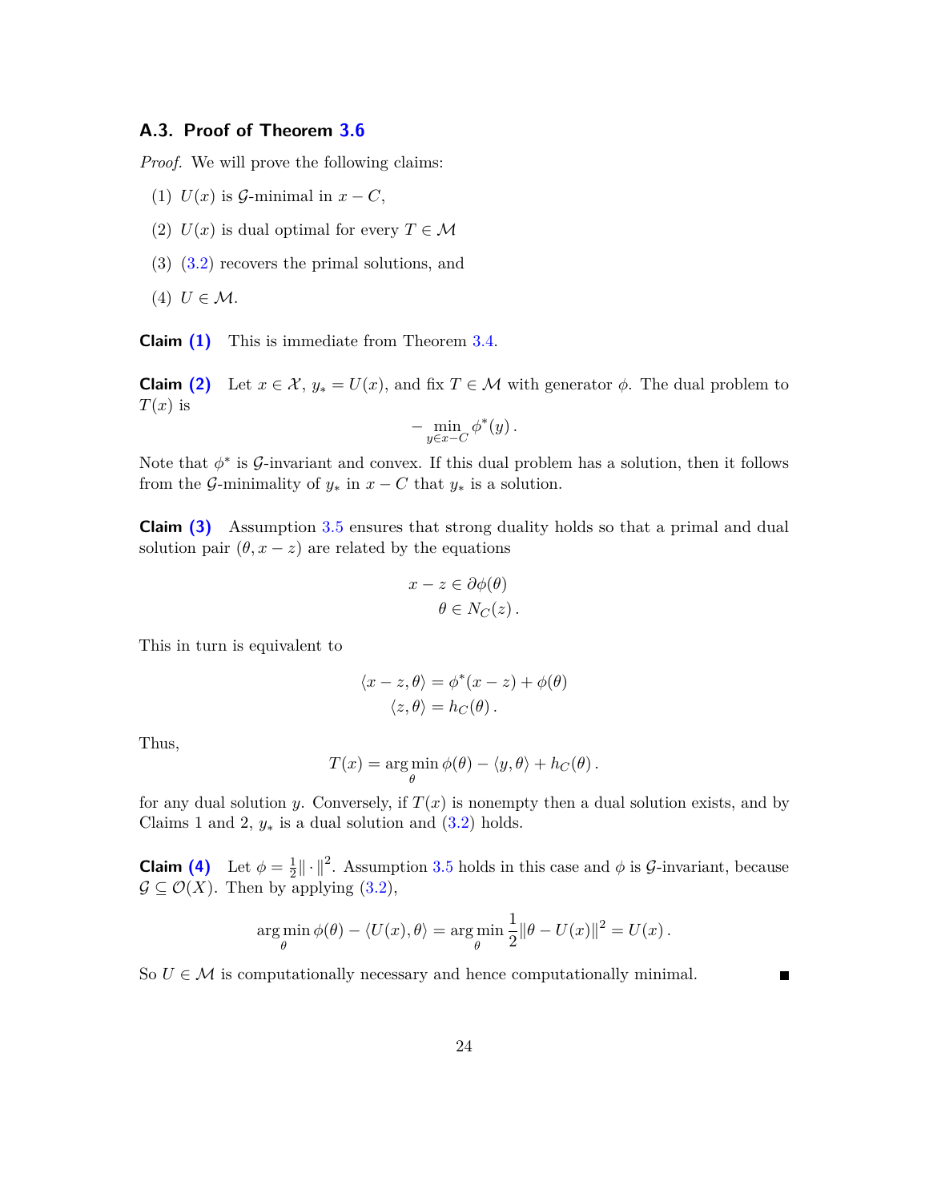### A.3. Proof of Theorem 3.6

*Proof.* We will prove the following claims:

(1) $U(x)$ is $\mathcal{G}$-minimal in $x - C$,

(2) $U(x)$ is dual optimal for every $T \in \mathcal{M}$

(3) (3.2) recovers the primal solutions, and

(4) $U \in \mathcal{M}$.

**Claim (1)** This is immediate from Theorem 3.4.

**Claim (2)** Let $x \in \mathcal{X}$, $y_* = U(x)$, and fix $T \in \mathcal{M}$ with generator $\phi$. The dual problem to $T(x)$ is

$$-\min_{y \in x - C} \phi^*(y)\,.$$

Note that $\phi^*$ is $\mathcal{G}$-invariant and convex. If this dual problem has a solution, then it follows from the $\mathcal{G}$-minimality of $y_*$ in $x - C$ that $y_*$ is a solution.

**Claim (3)** Assumption 3.5 ensures that strong duality holds so that a primal and dual solution pair $(\theta, x - z)$ are related by the equations

$$
\begin{aligned}
x - z &\in \partial\phi(\theta) \\
\theta &\in N_C(z)\,.
\end{aligned}
$$

This in turn is equivalent to

$$
\begin{aligned}
\langle x - z, \theta \rangle &= \phi^*(x - z) + \phi(\theta) \\
\langle z, \theta \rangle &= h_C(\theta)\,.
\end{aligned}
$$

Thus,

$$T(x) = \arg\min_\theta \phi(\theta) - \langle y, \theta \rangle + h_C(\theta)\,.$$

for any dual solution $y$. Conversely, if $T(x)$ is nonempty then a dual solution exists, and by Claims 1 and 2, $y_*$ is a dual solution and (3.2) holds.

**Claim (4)** Let $\phi = \frac{1}{2}\|\cdot\|^2$. Assumption 3.5 holds in this case and $\phi$ is $\mathcal{G}$-invariant, because $\mathcal{G} \subseteq \mathcal{O}(X)$. Then by applying (3.2),

$$\arg\min_\theta \phi(\theta) - \langle U(x), \theta \rangle = \arg\min_\theta \frac{1}{2}\|\theta - U(x)\|^2 = U(x)\,.$$

So $U \in \mathcal{M}$ is computationally necessary and hence computationally minimal. ∎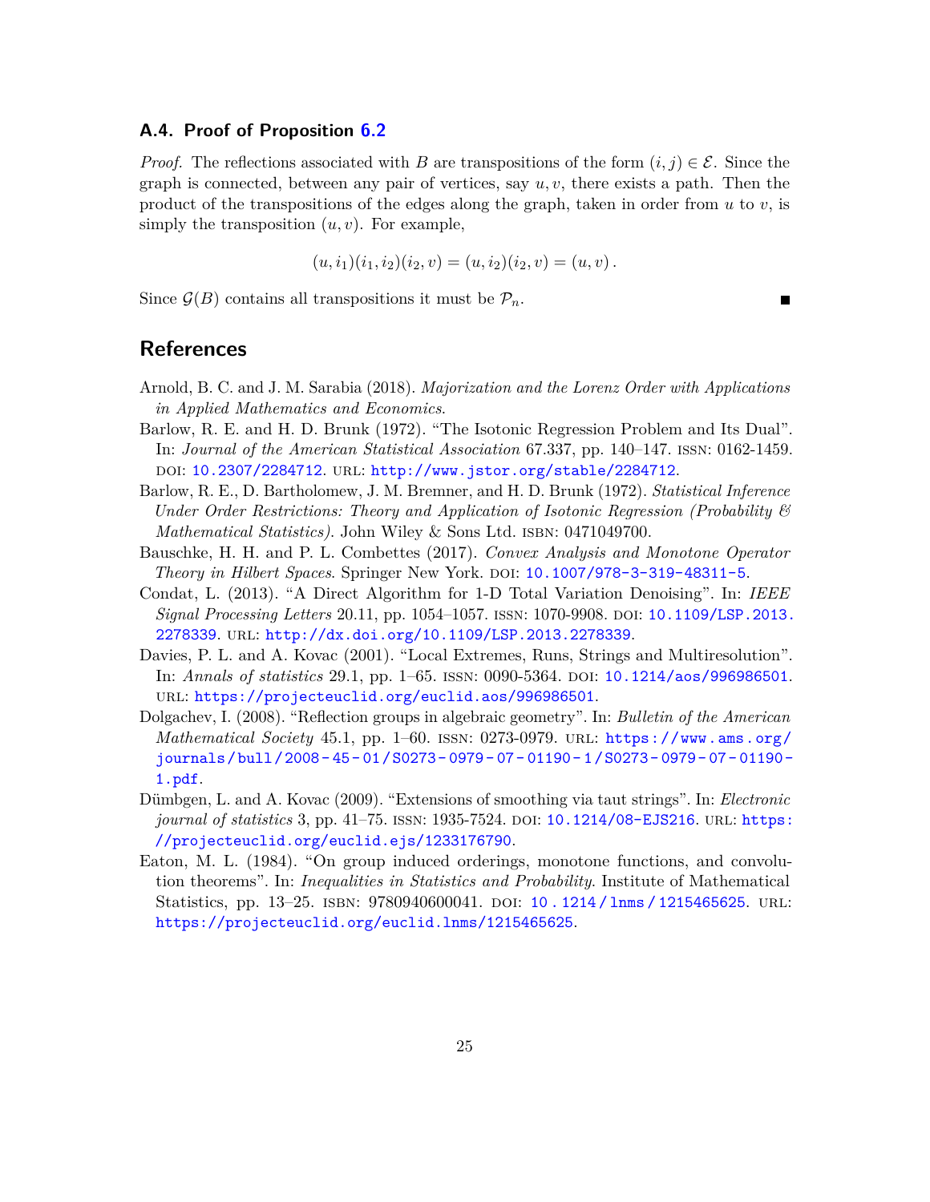### A.4. Proof of Proposition 6.2

*Proof.* The reflections associated with $B$ are transpositions of the form $(i, j) \in \mathcal{E}$. Since the graph is connected, between any pair of vertices, say $u, v$, there exists a path. Then the product of the transpositions of the edges along the graph, taken in order from $u$ to $v$, is simply the transposition $(u, v)$. For example,

$$(u, i_1)(i_1, i_2)(i_2, v) = (u, i_2)(i_2, v) = (u, v)\,.$$

Since $\mathcal{G}(B)$ contains all transpositions it must be $\mathcal{P}_n$. ∎

## References

Arnold, B. C. and J. M. Sarabia (2018). *Majorization and the Lorenz Order with Applications in Applied Mathematics and Economics*.

Barlow, R. E. and H. D. Brunk (1972). "The Isotonic Regression Problem and Its Dual". In: *Journal of the American Statistical Association* 67.337, pp. 140–147. ISSN: 0162-1459. DOI: 10.2307/2284712. URL: http://www.jstor.org/stable/2284712.

Barlow, R. E., D. Bartholomew, J. M. Bremner, and H. D. Brunk (1972). *Statistical Inference Under Order Restrictions: Theory and Application of Isotonic Regression (Probability & Mathematical Statistics)*. John Wiley & Sons Ltd. ISBN: 0471049700.

Bauschke, H. H. and P. L. Combettes (2017). *Convex Analysis and Monotone Operator Theory in Hilbert Spaces*. Springer New York. DOI: 10.1007/978-3-319-48311-5.

Condat, L. (2013). "A Direct Algorithm for 1-D Total Variation Denoising". In: *IEEE Signal Processing Letters* 20.11, pp. 1054–1057. ISSN: 1070-9908. DOI: 10.1109/LSP.2013.2278339. URL: http://dx.doi.org/10.1109/LSP.2013.2278339.

Davies, P. L. and A. Kovac (2001). "Local Extremes, Runs, Strings and Multiresolution". In: *Annals of statistics* 29.1, pp. 1–65. ISSN: 0090-5364. DOI: 10.1214/aos/996986501. URL: https://projecteuclid.org/euclid.aos/996986501.

Dolgachev, I. (2008). "Reflection groups in algebraic geometry". In: *Bulletin of the American Mathematical Society* 45.1, pp. 1–60. ISSN: 0273-0979. URL: https://www.ams.org/journals/bull/2008-45-01/S0273-0979-07-01190-1/S0273-0979-07-01190-1.pdf.

Dümbgen, L. and A. Kovac (2009). "Extensions of smoothing via taut strings". In: *Electronic journal of statistics* 3, pp. 41–75. ISSN: 1935-7524. DOI: 10.1214/08-EJS216. URL: https://projecteuclid.org/euclid.ejs/1233176790.

Eaton, M. L. (1984). "On group induced orderings, monotone functions, and convolution theorems". In: *Inequalities in Statistics and Probability*. Institute of Mathematical Statistics, pp. 13–25. ISBN: 9780940600041. DOI: 10.1214/lnms/1215465625. URL: https://projecteuclid.org/euclid.lnms/1215465625.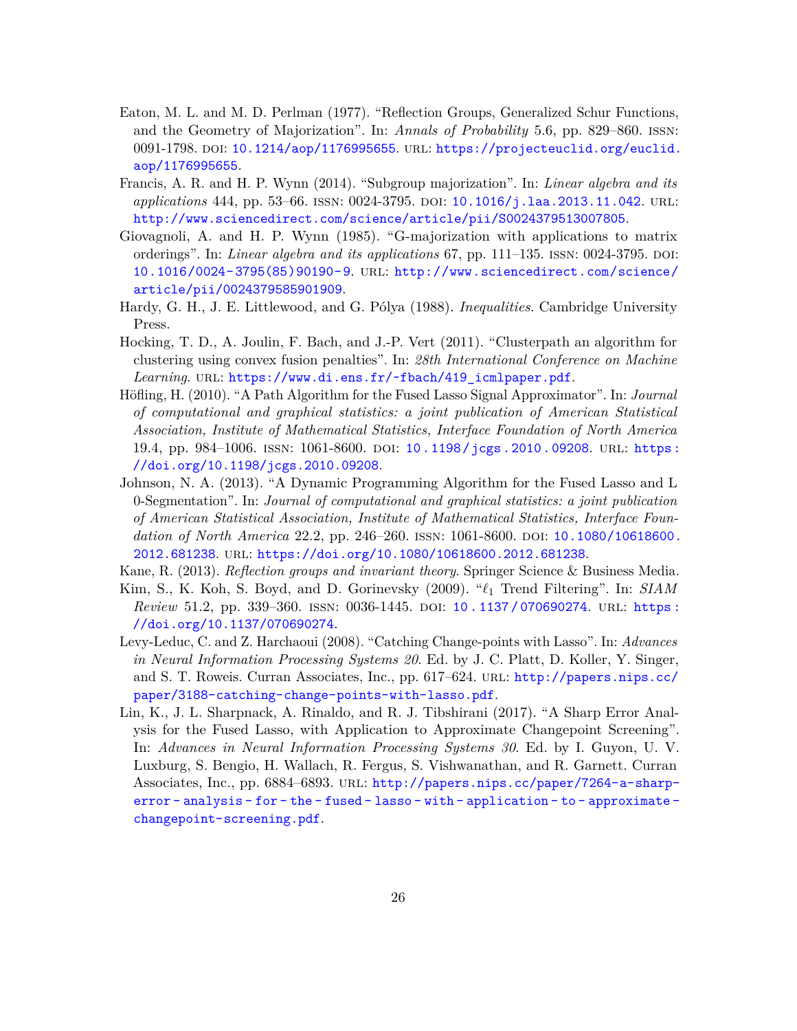Eaton, M. L. and M. D. Perlman (1977). "Reflection Groups, Generalized Schur Functions, and the Geometry of Majorization". In: *Annals of Probability* 5.6, pp. 829–860. ISSN: 0091-1798. DOI: 10.1214/aop/1176995655. URL: https://projecteuclid.org/euclid.aop/1176995655.

Francis, A. R. and H. P. Wynn (2014). "Subgroup majorization". In: *Linear algebra and its applications* 444, pp. 53–66. ISSN: 0024-3795. DOI: 10.1016/j.laa.2013.11.042. URL: http://www.sciencedirect.com/science/article/pii/S0024379513007805.

Giovagnoli, A. and H. P. Wynn (1985). "G-majorization with applications to matrix orderings". In: *Linear algebra and its applications* 67, pp. 111–135. ISSN: 0024-3795. DOI: 10.1016/0024-3795(85)90190-9. URL: http://www.sciencedirect.com/science/article/pii/0024379585901909.

Hardy, G. H., J. E. Littlewood, and G. Pólya (1988). *Inequalities*. Cambridge University Press.

Hocking, T. D., A. Joulin, F. Bach, and J.-P. Vert (2011). "Clusterpath an algorithm for clustering using convex fusion penalties". In: *28th International Conference on Machine Learning*. URL: https://www.di.ens.fr/~fbach/419_icmlpaper.pdf.

Höfling, H. (2010). "A Path Algorithm for the Fused Lasso Signal Approximator". In: *Journal of computational and graphical statistics: a joint publication of American Statistical Association, Institute of Mathematical Statistics, Interface Foundation of North America* 19.4, pp. 984–1006. ISSN: 1061-8600. DOI: 10.1198/jcgs.2010.09208. URL: https://doi.org/10.1198/jcgs.2010.09208.

Johnson, N. A. (2013). "A Dynamic Programming Algorithm for the Fused Lasso and L 0-Segmentation". In: *Journal of computational and graphical statistics: a joint publication of American Statistical Association, Institute of Mathematical Statistics, Interface Foundation of North America* 22.2, pp. 246–260. ISSN: 1061-8600. DOI: 10.1080/10618600.2012.681238. URL: https://doi.org/10.1080/10618600.2012.681238.

Kane, R. (2013). *Reflection groups and invariant theory*. Springer Science & Business Media.

Kim, S., K. Koh, S. Boyd, and D. Gorinevsky (2009). "$\ell_1$ Trend Filtering". In: *SIAM Review* 51.2, pp. 339–360. ISSN: 0036-1445. DOI: 10.1137/070690274. URL: https://doi.org/10.1137/070690274.

Levy-Leduc, C. and Z. Harchaoui (2008). "Catching Change-points with Lasso". In: *Advances in Neural Information Processing Systems 20*. Ed. by J. C. Platt, D. Koller, Y. Singer, and S. T. Roweis. Curran Associates, Inc., pp. 617–624. URL: http://papers.nips.cc/paper/3188-catching-change-points-with-lasso.pdf.

Lin, K., J. L. Sharpnack, A. Rinaldo, and R. J. Tibshirani (2017). "A Sharp Error Analysis for the Fused Lasso, with Application to Approximate Changepoint Screening". In: *Advances in Neural Information Processing Systems 30*. Ed. by I. Guyon, U. V. Luxburg, S. Bengio, H. Wallach, R. Fergus, S. Vishwanathan, and R. Garnett. Curran Associates, Inc., pp. 6884–6893. URL: http://papers.nips.cc/paper/7264-a-sharp-error-analysis-for-the-fused-lasso-with-application-to-approximate-changepoint-screening.pdf.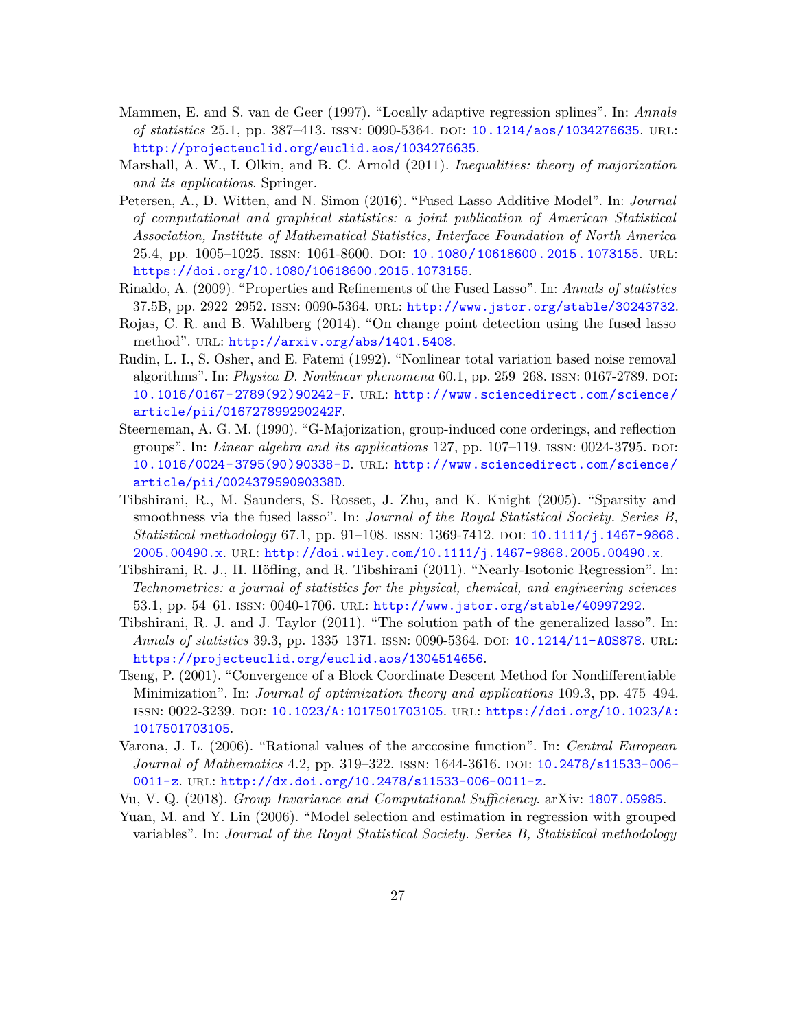Mammen, E. and S. van de Geer (1997). "Locally adaptive regression splines". In: *Annals of statistics* 25.1, pp. 387–413. ISSN: 0090-5364. DOI: 10.1214/aos/1034276635. URL: http://projecteuclid.org/euclid.aos/1034276635.

Marshall, A. W., I. Olkin, and B. C. Arnold (2011). *Inequalities: theory of majorization and its applications*. Springer.

Petersen, A., D. Witten, and N. Simon (2016). "Fused Lasso Additive Model". In: *Journal of computational and graphical statistics: a joint publication of American Statistical Association, Institute of Mathematical Statistics, Interface Foundation of North America* 25.4, pp. 1005–1025. ISSN: 1061-8600. DOI: 10.1080/10618600.2015.1073155. URL: https://doi.org/10.1080/10618600.2015.1073155.

Rinaldo, A. (2009). "Properties and Refinements of the Fused Lasso". In: *Annals of statistics* 37.5B, pp. 2922–2952. ISSN: 0090-5364. URL: http://www.jstor.org/stable/30243732.

Rojas, C. R. and B. Wahlberg (2014). "On change point detection using the fused lasso method". URL: http://arxiv.org/abs/1401.5408.

Rudin, L. I., S. Osher, and E. Fatemi (1992). "Nonlinear total variation based noise removal algorithms". In: *Physica D. Nonlinear phenomena* 60.1, pp. 259–268. ISSN: 0167-2789. DOI: 10.1016/0167-2789(92)90242-F. URL: http://www.sciencedirect.com/science/article/pii/016727899290242F.

Steerneman, A. G. M. (1990). "G-Majorization, group-induced cone orderings, and reflection groups". In: *Linear algebra and its applications* 127, pp. 107–119. ISSN: 0024-3795. DOI: 10.1016/0024-3795(90)90338-D. URL: http://www.sciencedirect.com/science/article/pii/002437959090338D.

Tibshirani, R., M. Saunders, S. Rosset, J. Zhu, and K. Knight (2005). "Sparsity and smoothness via the fused lasso". In: *Journal of the Royal Statistical Society. Series B, Statistical methodology* 67.1, pp. 91–108. ISSN: 1369-7412. DOI: 10.1111/j.1467-9868.2005.00490.x. URL: http://doi.wiley.com/10.1111/j.1467-9868.2005.00490.x.

Tibshirani, R. J., H. Höfling, and R. Tibshirani (2011). "Nearly-Isotonic Regression". In: *Technometrics: a journal of statistics for the physical, chemical, and engineering sciences* 53.1, pp. 54–61. ISSN: 0040-1706. URL: http://www.jstor.org/stable/40997292.

Tibshirani, R. J. and J. Taylor (2011). "The solution path of the generalized lasso". In: *Annals of statistics* 39.3, pp. 1335–1371. ISSN: 0090-5364. DOI: 10.1214/11-AOS878. URL: https://projecteuclid.org/euclid.aos/1304514656.

Tseng, P. (2001). "Convergence of a Block Coordinate Descent Method for Nondifferentiable Minimization". In: *Journal of optimization theory and applications* 109.3, pp. 475–494. ISSN: 0022-3239. DOI: 10.1023/A:1017501703105. URL: https://doi.org/10.1023/A:1017501703105.

Varona, J. L. (2006). "Rational values of the arccosine function". In: *Central European Journal of Mathematics* 4.2, pp. 319–322. ISSN: 1644-3616. DOI: 10.2478/s11533-006-0011-z. URL: http://dx.doi.org/10.2478/s11533-006-0011-z.

Vu, V. Q. (2018). *Group Invariance and Computational Sufficiency*. arXiv: 1807.05985.

Yuan, M. and Y. Lin (2006). "Model selection and estimation in regression with grouped variables". In: *Journal of the Royal Statistical Society. Series B, Statistical methodology*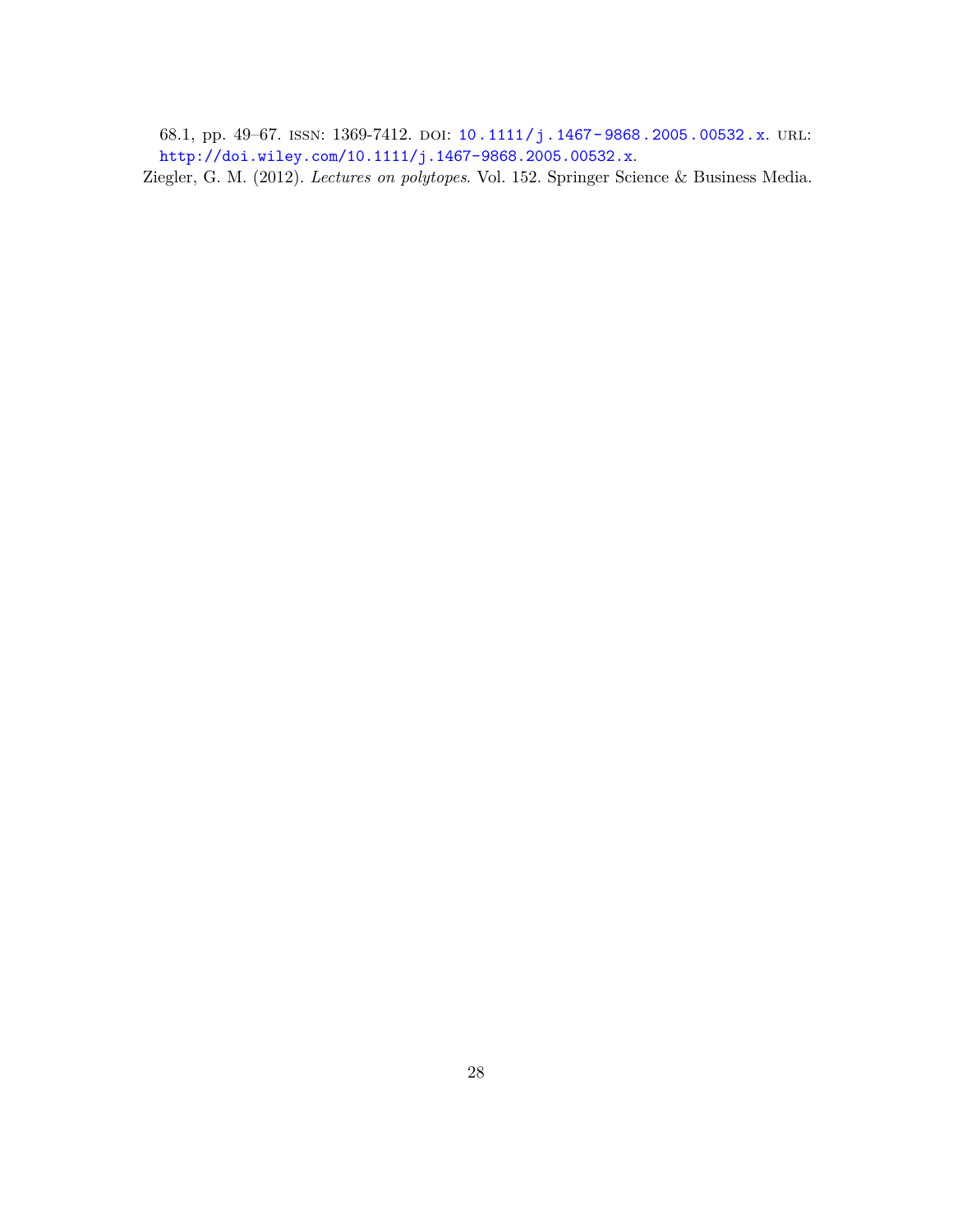68.1, pp. 49–67. ISSN: 1369-7412. DOI: 10.1111/j.1467-9868.2005.00532.x. URL: http://doi.wiley.com/10.1111/j.1467-9868.2005.00532.x.

Ziegler, G. M. (2012). *Lectures on polytopes*. Vol. 152. Springer Science & Business Media.